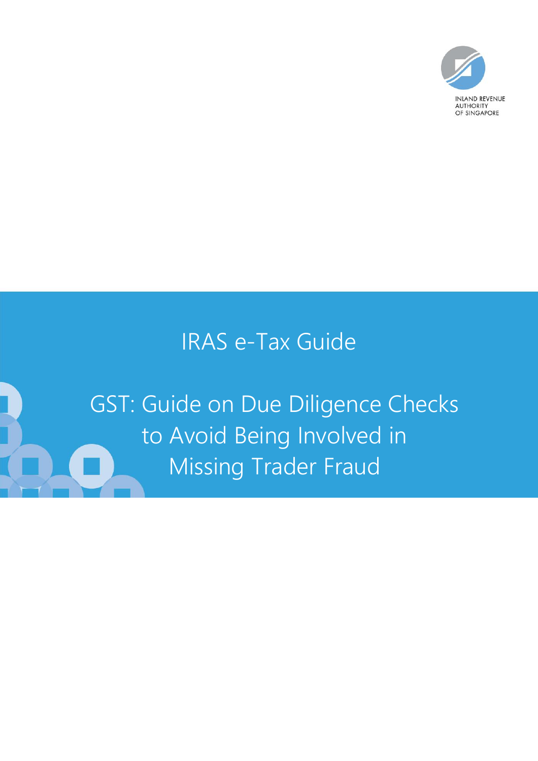INLAND REVENUE AUTHORITY OF SINGAPORE

# IRAS e-Tax Guide

# GST: Guide on Due Diligence Checks to Avoid Being Involved in Missing Trader Fraud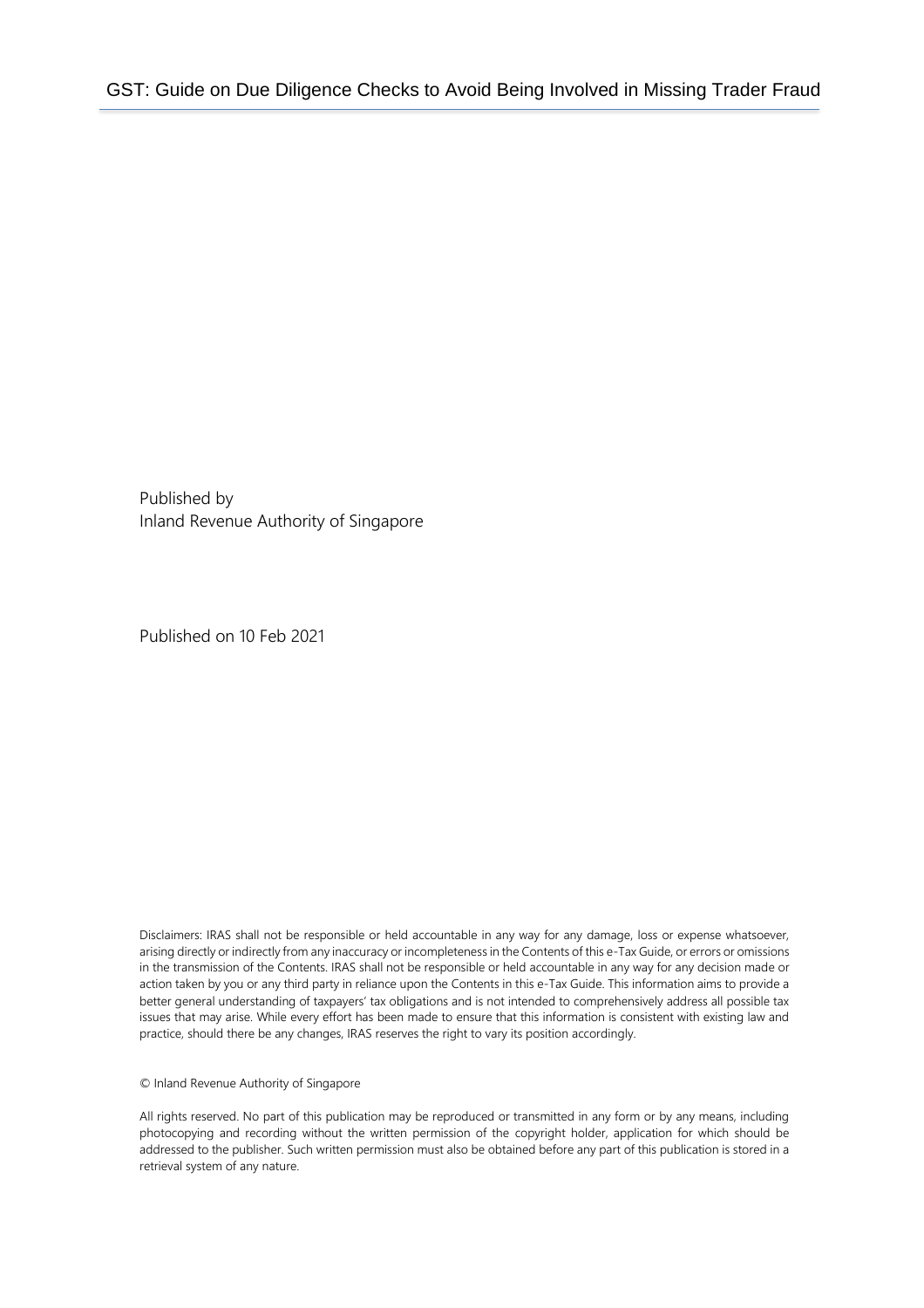Published by
Inland Revenue Authority of Singapore

Published on 10 Feb 2021

Disclaimers: IRAS shall not be responsible or held accountable in any way for any damage, loss or expense whatsoever, arising directly or indirectly from any inaccuracy or incompleteness in the Contents of this e-Tax Guide, or errors or omissions in the transmission of the Contents. IRAS shall not be responsible or held accountable in any way for any decision made or action taken by you or any third party in reliance upon the Contents in this e-Tax Guide. This information aims to provide a better general understanding of taxpayers' tax obligations and is not intended to comprehensively address all possible tax issues that may arise. While every effort has been made to ensure that this information is consistent with existing law and practice, should there be any changes, IRAS reserves the right to vary its position accordingly.

© Inland Revenue Authority of Singapore

All rights reserved. No part of this publication may be reproduced or transmitted in any form or by any means, including photocopying and recording without the written permission of the copyright holder, application for which should be addressed to the publisher. Such written permission must also be obtained before any part of this publication is stored in a retrieval system of any nature.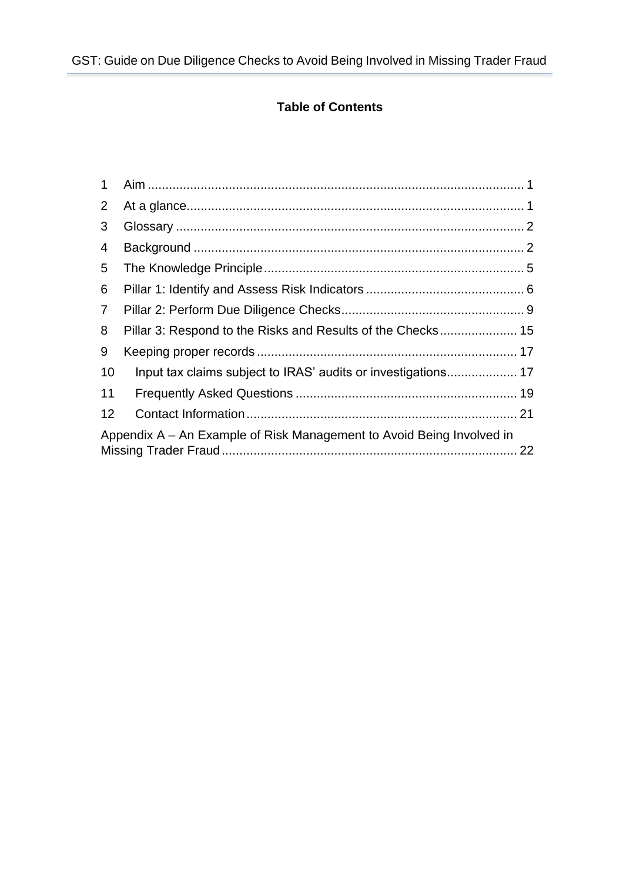**Table of Contents**

1 Aim ........................................................................................................ 1
2 At a glance............................................................................................ 1
3 Glossary ................................................................................................ 2
4 Background ........................................................................................... 2
5 The Knowledge Principle........................................................................ 5
6 Pillar 1: Identify and Assess Risk Indicators ............................................ 6
7 Pillar 2: Perform Due Diligence Checks................................................... 9
8 Pillar 3: Respond to the Risks and Results of the Checks...................... 15
9 Keeping proper records ........................................................................ 17
10 Input tax claims subject to IRAS' audits or investigations.................... 17
11 Frequently Asked Questions ............................................................. 19
12 Contact Information........................................................................... 21
Appendix A – An Example of Risk Management to Avoid Being Involved in Missing Trader Fraud.................................................................................. 22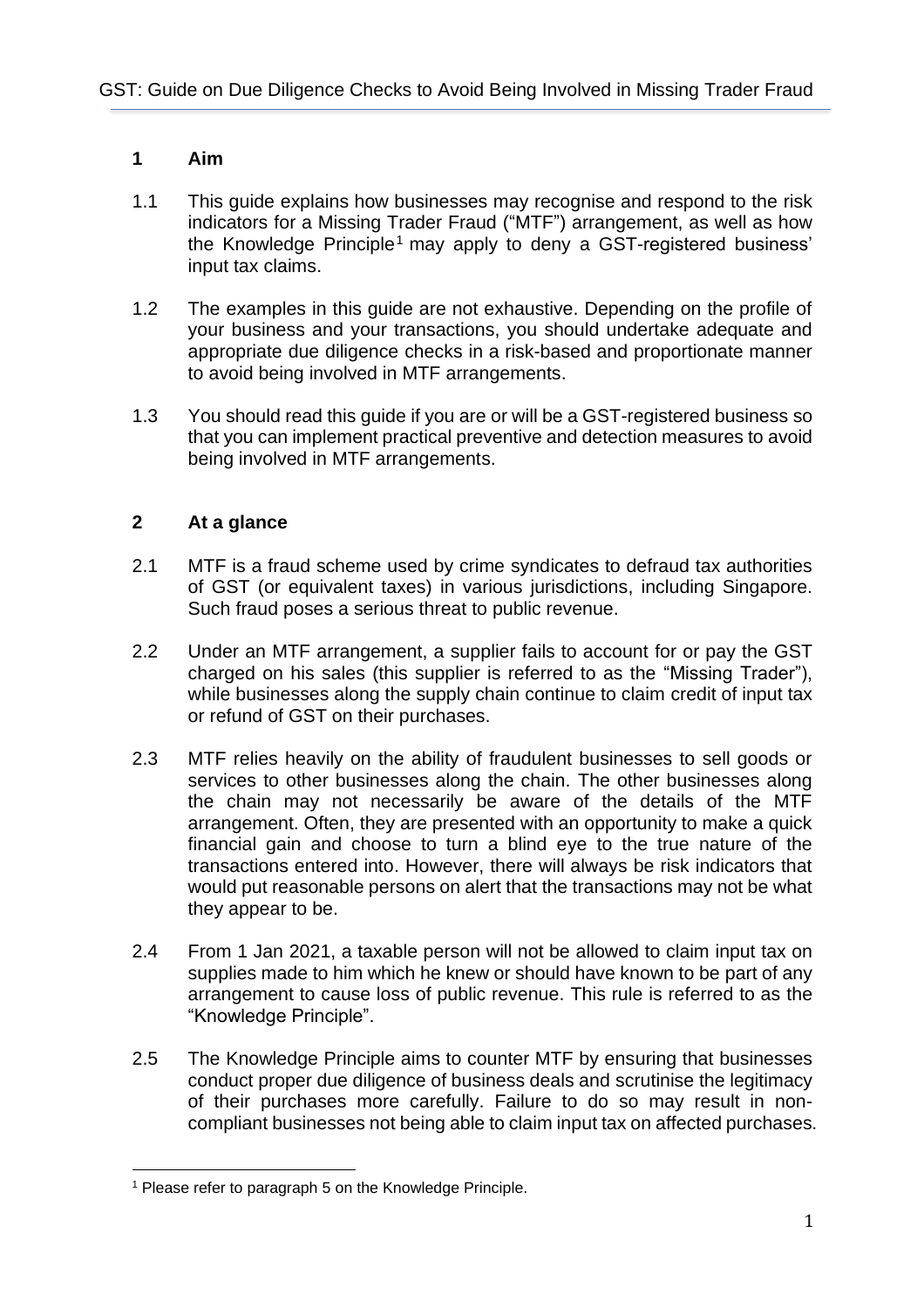## 1 Aim

1.1 This guide explains how businesses may recognise and respond to the risk indicators for a Missing Trader Fraud ("MTF") arrangement, as well as how the Knowledge Principle[1] may apply to deny a GST-registered business' input tax claims.

1.2 The examples in this guide are not exhaustive. Depending on the profile of your business and your transactions, you should undertake adequate and appropriate due diligence checks in a risk-based and proportionate manner to avoid being involved in MTF arrangements.

1.3 You should read this guide if you are or will be a GST-registered business so that you can implement practical preventive and detection measures to avoid being involved in MTF arrangements.

## 2 At a glance

2.1 MTF is a fraud scheme used by crime syndicates to defraud tax authorities of GST (or equivalent taxes) in various jurisdictions, including Singapore. Such fraud poses a serious threat to public revenue.

2.2 Under an MTF arrangement, a supplier fails to account for or pay the GST charged on his sales (this supplier is referred to as the "Missing Trader"), while businesses along the supply chain continue to claim credit of input tax or refund of GST on their purchases.

2.3 MTF relies heavily on the ability of fraudulent businesses to sell goods or services to other businesses along the chain. The other businesses along the chain may not necessarily be aware of the details of the MTF arrangement. Often, they are presented with an opportunity to make a quick financial gain and choose to turn a blind eye to the true nature of the transactions entered into. However, there will always be risk indicators that would put reasonable persons on alert that the transactions may not be what they appear to be.

2.4 From 1 Jan 2021, a taxable person will not be allowed to claim input tax on supplies made to him which he knew or should have known to be part of any arrangement to cause loss of public revenue. This rule is referred to as the "Knowledge Principle".

2.5 The Knowledge Principle aims to counter MTF by ensuring that businesses conduct proper due diligence of business deals and scrutinise the legitimacy of their purchases more carefully. Failure to do so may result in non-compliant businesses not being able to claim input tax on affected purchases.

[1] Please refer to paragraph 5 on the Knowledge Principle.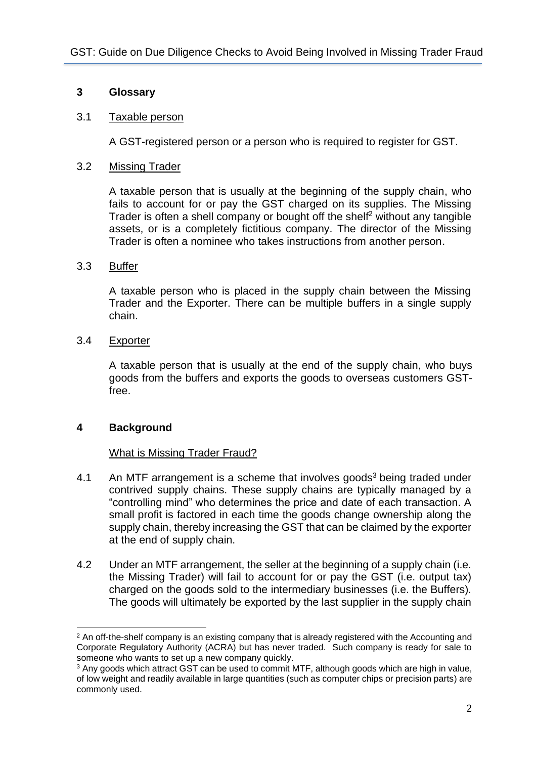## 3 Glossary

3.1 Taxable person

A GST-registered person or a person who is required to register for GST.

3.2 Missing Trader

A taxable person that is usually at the beginning of the supply chain, who fails to account for or pay the GST charged on its supplies. The Missing Trader is often a shell company or bought off the shelf[2] without any tangible assets, or is a completely fictitious company. The director of the Missing Trader is often a nominee who takes instructions from another person.

3.3 Buffer

A taxable person who is placed in the supply chain between the Missing Trader and the Exporter. There can be multiple buffers in a single supply chain.

3.4 Exporter

A taxable person that is usually at the end of the supply chain, who buys goods from the buffers and exports the goods to overseas customers GST-free.

## 4 Background

What is Missing Trader Fraud?

4.1 An MTF arrangement is a scheme that involves goods[3] being traded under contrived supply chains. These supply chains are typically managed by a "controlling mind" who determines the price and date of each transaction. A small profit is factored in each time the goods change ownership along the supply chain, thereby increasing the GST that can be claimed by the exporter at the end of supply chain.

4.2 Under an MTF arrangement, the seller at the beginning of a supply chain (i.e. the Missing Trader) will fail to account for or pay the GST (i.e. output tax) charged on the goods sold to the intermediary businesses (i.e. the Buffers). The goods will ultimately be exported by the last supplier in the supply chain

---

[2] An off-the-shelf company is an existing company that is already registered with the Accounting and Corporate Regulatory Authority (ACRA) but has never traded. Such company is ready for sale to someone who wants to set up a new company quickly.

[3] Any goods which attract GST can be used to commit MTF, although goods which are high in value, of low weight and readily available in large quantities (such as computer chips or precision parts) are commonly used.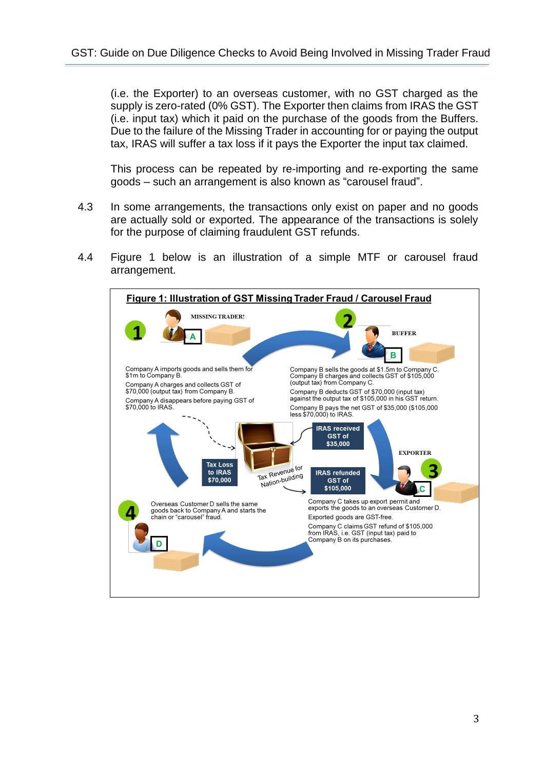(i.e. the Exporter) to an overseas customer, with no GST charged as the supply is zero-rated (0% GST). The Exporter then claims from IRAS the GST (i.e. input tax) which it paid on the purchase of the goods from the Buffers. Due to the failure of the Missing Trader in accounting for or paying the output tax, IRAS will suffer a tax loss if it pays the Exporter the input tax claimed.

This process can be repeated by re-importing and re-exporting the same goods – such an arrangement is also known as "carousel fraud".

4.3 In some arrangements, the transactions only exist on paper and no goods are actually sold or exported. The appearance of the transactions is solely for the purpose of claiming fraudulent GST refunds.

4.4 Figure 1 below is an illustration of a simple MTF or carousel fraud arrangement.

**Figure 1: Illustration of GST Missing Trader Fraud / Carousel Fraud**

**1** MISSING TRADER! **A**

Company A imports goods and sells them for $1m to Company B.

Company A charges and collects GST of $70,000 (output tax) from Company B.

Company A disappears before paying GST of $70,000 to IRAS.

**2** BUFFER **B**

Company B sells the goods at $1.5m to Company C. Company B charges and collects GST of $105,000 (output tax) from Company C.

Company B deducts GST of $70,000 (input tax) against the output tax of $105,000 in his GST return.

Company B pays the net GST of $35,000 ($105,000 less $70,000) to IRAS.

IRAS received GST of $35,000

Tax Loss to IRAS $70,000

Tax Revenue for Nation-building

IRAS refunded GST of $105,000

**3** EXPORTER **C**

Company C takes up export permit and exports the goods to an overseas Customer D.

Exported goods are GST-free.

Company C claims GST refund of $105,000 from IRAS, i.e. GST (input tax) paid to Company B on its purchases.

**4** **D**

Overseas Customer D sells the same goods back to Company A and starts the chain or "carousel" fraud.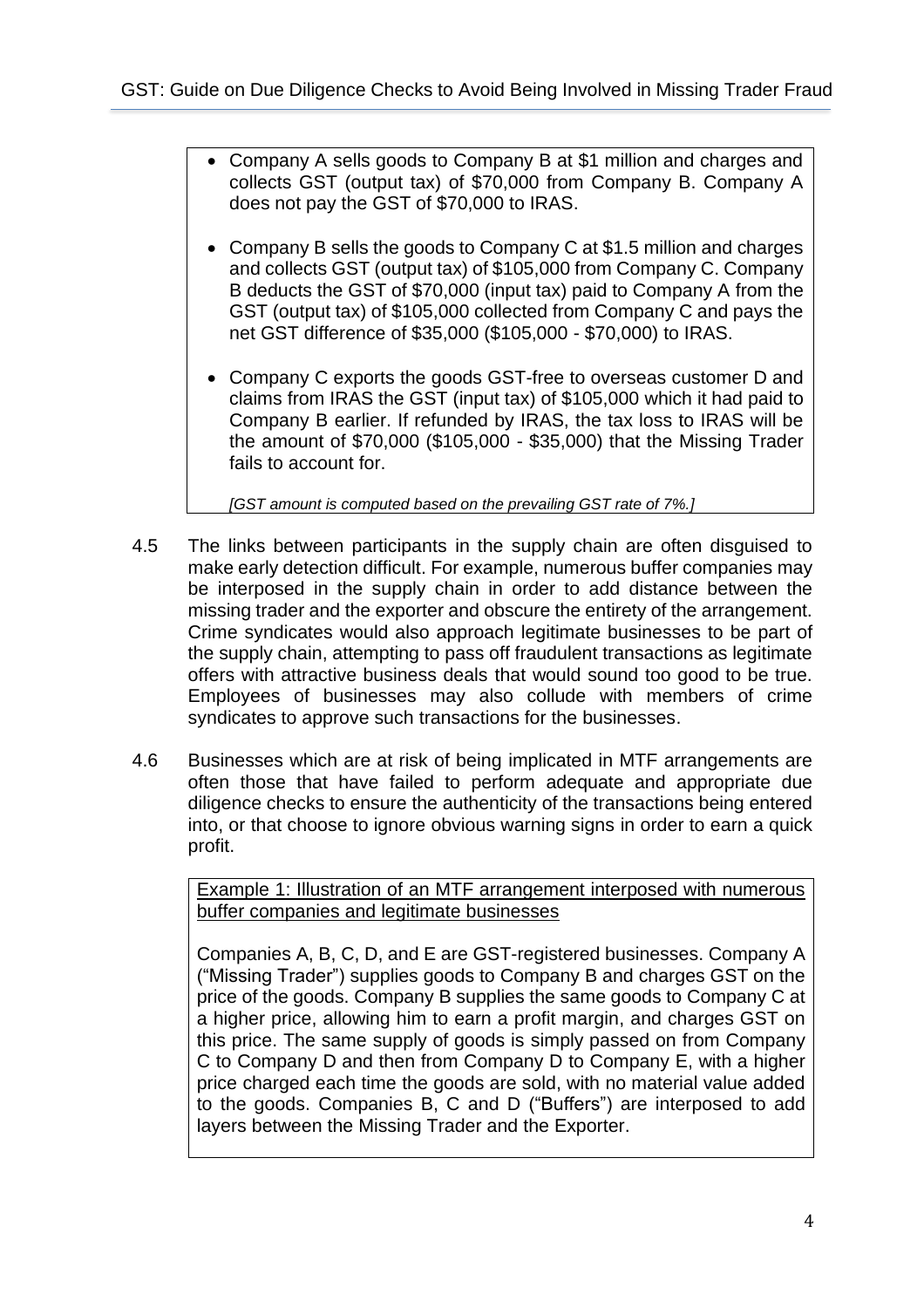- Company A sells goods to Company B at $1 million and charges and collects GST (output tax) of $70,000 from Company B. Company A does not pay the GST of $70,000 to IRAS.
- Company B sells the goods to Company C at $1.5 million and charges and collects GST (output tax) of $105,000 from Company C. Company B deducts the GST of $70,000 (input tax) paid to Company A from the GST (output tax) of $105,000 collected from Company C and pays the net GST difference of $35,000 ($105,000 - $70,000) to IRAS.
- Company C exports the goods GST-free to overseas customer D and claims from IRAS the GST (input tax) of $105,000 which it had paid to Company B earlier. If refunded by IRAS, the tax loss to IRAS will be the amount of $70,000 ($105,000 - $35,000) that the Missing Trader fails to account for.

*[GST amount is computed based on the prevailing GST rate of 7%.]*

4.5 The links between participants in the supply chain are often disguised to make early detection difficult. For example, numerous buffer companies may be interposed in the supply chain in order to add distance between the missing trader and the exporter and obscure the entirety of the arrangement. Crime syndicates would also approach legitimate businesses to be part of the supply chain, attempting to pass off fraudulent transactions as legitimate offers with attractive business deals that would sound too good to be true. Employees of businesses may also collude with members of crime syndicates to approve such transactions for the businesses.

4.6 Businesses which are at risk of being implicated in MTF arrangements are often those that have failed to perform adequate and appropriate due diligence checks to ensure the authenticity of the transactions being entered into, or that choose to ignore obvious warning signs in order to earn a quick profit.

<u>Example 1: Illustration of an MTF arrangement interposed with numerous buffer companies and legitimate businesses</u>

Companies A, B, C, D, and E are GST-registered businesses. Company A ("Missing Trader") supplies goods to Company B and charges GST on the price of the goods. Company B supplies the same goods to Company C at a higher price, allowing him to earn a profit margin, and charges GST on this price. The same supply of goods is simply passed on from Company C to Company D and then from Company D to Company E, with a higher price charged each time the goods are sold, with no material value added to the goods. Companies B, C and D ("Buffers") are interposed to add layers between the Missing Trader and the Exporter.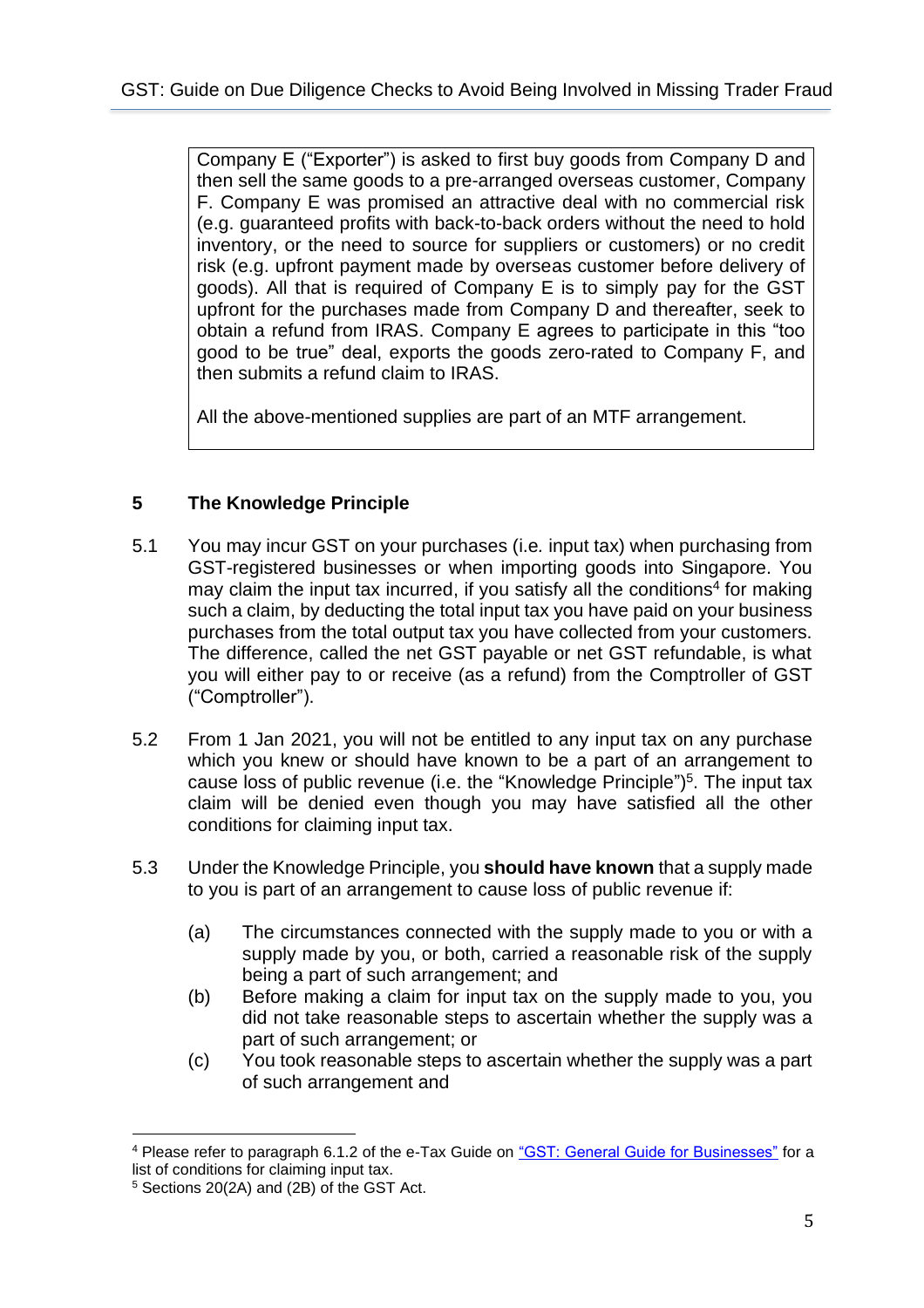Company E ("Exporter") is asked to first buy goods from Company D and then sell the same goods to a pre-arranged overseas customer, Company F. Company E was promised an attractive deal with no commercial risk (e.g. guaranteed profits with back-to-back orders without the need to hold inventory, or the need to source for suppliers or customers) or no credit risk (e.g. upfront payment made by overseas customer before delivery of goods). All that is required of Company E is to simply pay for the GST upfront for the purchases made from Company D and thereafter, seek to obtain a refund from IRAS. Company E agrees to participate in this "too good to be true" deal, exports the goods zero-rated to Company F, and then submits a refund claim to IRAS.

All the above-mentioned supplies are part of an MTF arrangement.

## 5 The Knowledge Principle

5.1 You may incur GST on your purchases (i.e. input tax) when purchasing from GST-registered businesses or when importing goods into Singapore. You may claim the input tax incurred, if you satisfy all the conditions[4] for making such a claim, by deducting the total input tax you have paid on your business purchases from the total output tax you have collected from your customers. The difference, called the net GST payable or net GST refundable, is what you will either pay to or receive (as a refund) from the Comptroller of GST ("Comptroller").

5.2 From 1 Jan 2021, you will not be entitled to any input tax on any purchase which you knew or should have known to be a part of an arrangement to cause loss of public revenue (i.e. the "Knowledge Principle")[5]. The input tax claim will be denied even though you may have satisfied all the other conditions for claiming input tax.

5.3 Under the Knowledge Principle, you **should have known** that a supply made to you is part of an arrangement to cause loss of public revenue if:

(a) The circumstances connected with the supply made to you or with a supply made by you, or both, carried a reasonable risk of the supply being a part of such arrangement; and

(b) Before making a claim for input tax on the supply made to you, you did not take reasonable steps to ascertain whether the supply was a part of such arrangement; or

(c) You took reasonable steps to ascertain whether the supply was a part of such arrangement and

---

[4] Please refer to paragraph 6.1.2 of the e-Tax Guide on "GST: General Guide for Businesses" for a list of conditions for claiming input tax.

[5] Sections 20(2A) and (2B) of the GST Act.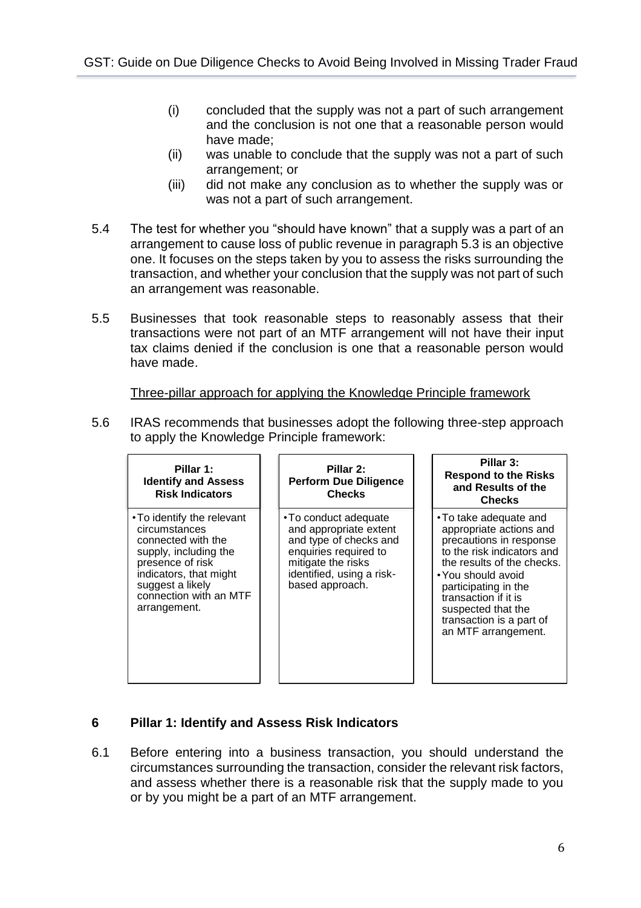(i) concluded that the supply was not a part of such arrangement and the conclusion is not one that a reasonable person would have made;

(ii) was unable to conclude that the supply was not a part of such arrangement; or

(iii) did not make any conclusion as to whether the supply was or was not a part of such arrangement.

5.4 The test for whether you "should have known" that a supply was a part of an arrangement to cause loss of public revenue in paragraph 5.3 is an objective one. It focuses on the steps taken by you to assess the risks surrounding the transaction, and whether your conclusion that the supply was not part of such an arrangement was reasonable.

5.5 Businesses that took reasonable steps to reasonably assess that their transactions were not part of an MTF arrangement will not have their input tax claims denied if the conclusion is one that a reasonable person would have made.

Three-pillar approach for applying the Knowledge Principle framework

5.6 IRAS recommends that businesses adopt the following three-step approach to apply the Knowledge Principle framework:

| **Pillar 1: Identify and Assess Risk Indicators** | **Pillar 2: Perform Due Diligence Checks** | **Pillar 3: Respond to the Risks and Results of the Checks** |
|---|---|---|
| • To identify the relevant circumstances connected with the supply, including the presence of risk indicators, that might suggest a likely connection with an MTF arrangement. | • To conduct adequate and appropriate extent and type of checks and enquiries required to mitigate the risks identified, using a risk-based approach. | • To take adequate and appropriate actions and precautions in response to the risk indicators and the results of the checks. <br> • You should avoid participating in the transaction if it is suspected that the transaction is a part of an MTF arrangement. |

## 6 Pillar 1: Identify and Assess Risk Indicators

6.1 Before entering into a business transaction, you should understand the circumstances surrounding the transaction, consider the relevant risk factors, and assess whether there is a reasonable risk that the supply made to you or by you might be a part of an MTF arrangement.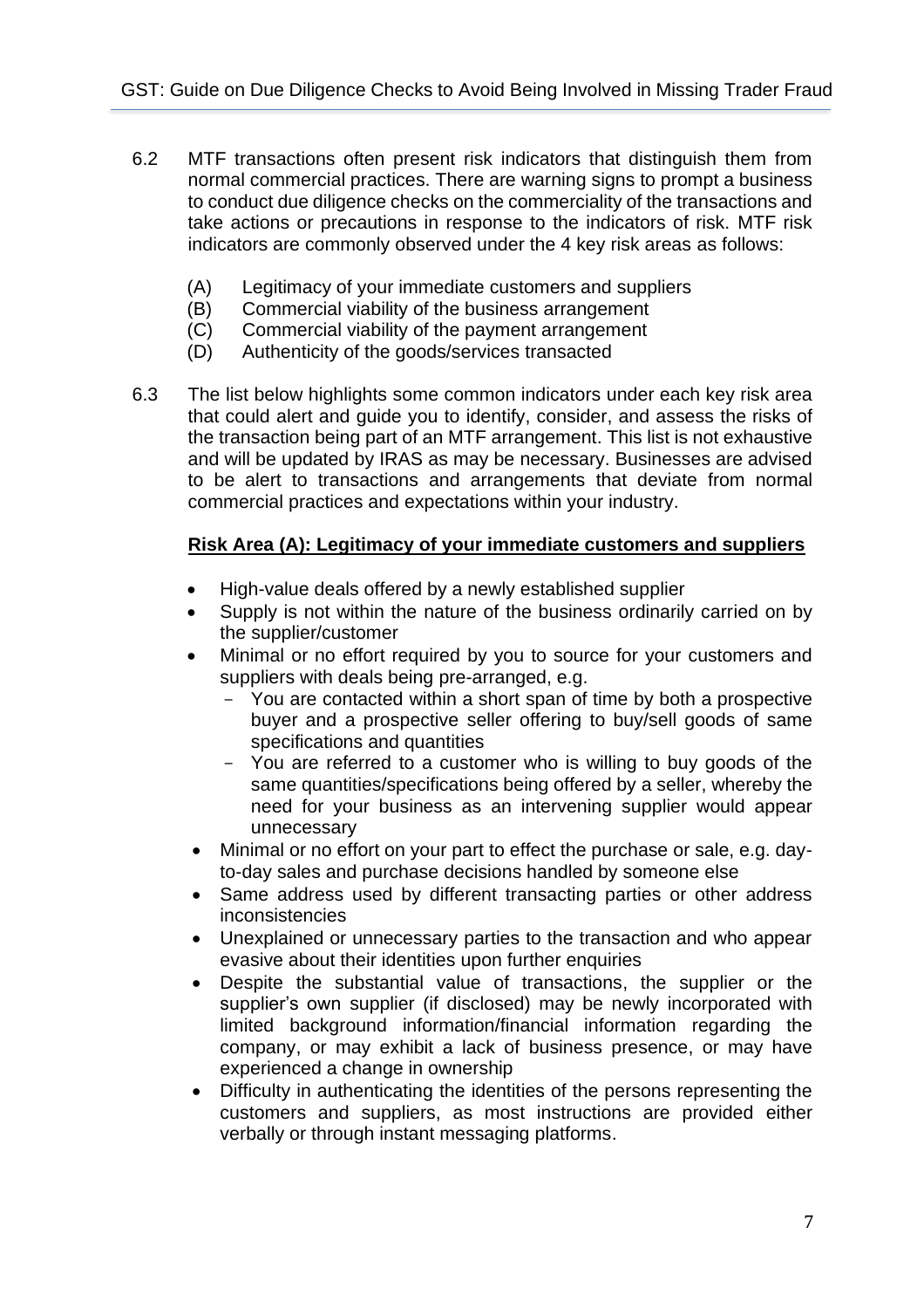6.2 MTF transactions often present risk indicators that distinguish them from normal commercial practices. There are warning signs to prompt a business to conduct due diligence checks on the commerciality of the transactions and take actions or precautions in response to the indicators of risk. MTF risk indicators are commonly observed under the 4 key risk areas as follows:

(A) Legitimacy of your immediate customers and suppliers
(B) Commercial viability of the business arrangement
(C) Commercial viability of the payment arrangement
(D) Authenticity of the goods/services transacted

6.3 The list below highlights some common indicators under each key risk area that could alert and guide you to identify, consider, and assess the risks of the transaction being part of an MTF arrangement. This list is not exhaustive and will be updated by IRAS as may be necessary. Businesses are advised to be alert to transactions and arrangements that deviate from normal commercial practices and expectations within your industry.

**Risk Area (A): Legitimacy of your immediate customers and suppliers**

- High-value deals offered by a newly established supplier
- Supply is not within the nature of the business ordinarily carried on by the supplier/customer
- Minimal or no effort required by you to source for your customers and suppliers with deals being pre-arranged, e.g.
  - You are contacted within a short span of time by both a prospective buyer and a prospective seller offering to buy/sell goods of same specifications and quantities
  - You are referred to a customer who is willing to buy goods of the same quantities/specifications being offered by a seller, whereby the need for your business as an intervening supplier would appear unnecessary
- Minimal or no effort on your part to effect the purchase or sale, e.g. day-to-day sales and purchase decisions handled by someone else
- Same address used by different transacting parties or other address inconsistencies
- Unexplained or unnecessary parties to the transaction and who appear evasive about their identities upon further enquiries
- Despite the substantial value of transactions, the supplier or the supplier's own supplier (if disclosed) may be newly incorporated with limited background information/financial information regarding the company, or may exhibit a lack of business presence, or may have experienced a change in ownership
- Difficulty in authenticating the identities of the persons representing the customers and suppliers, as most instructions are provided either verbally or through instant messaging platforms.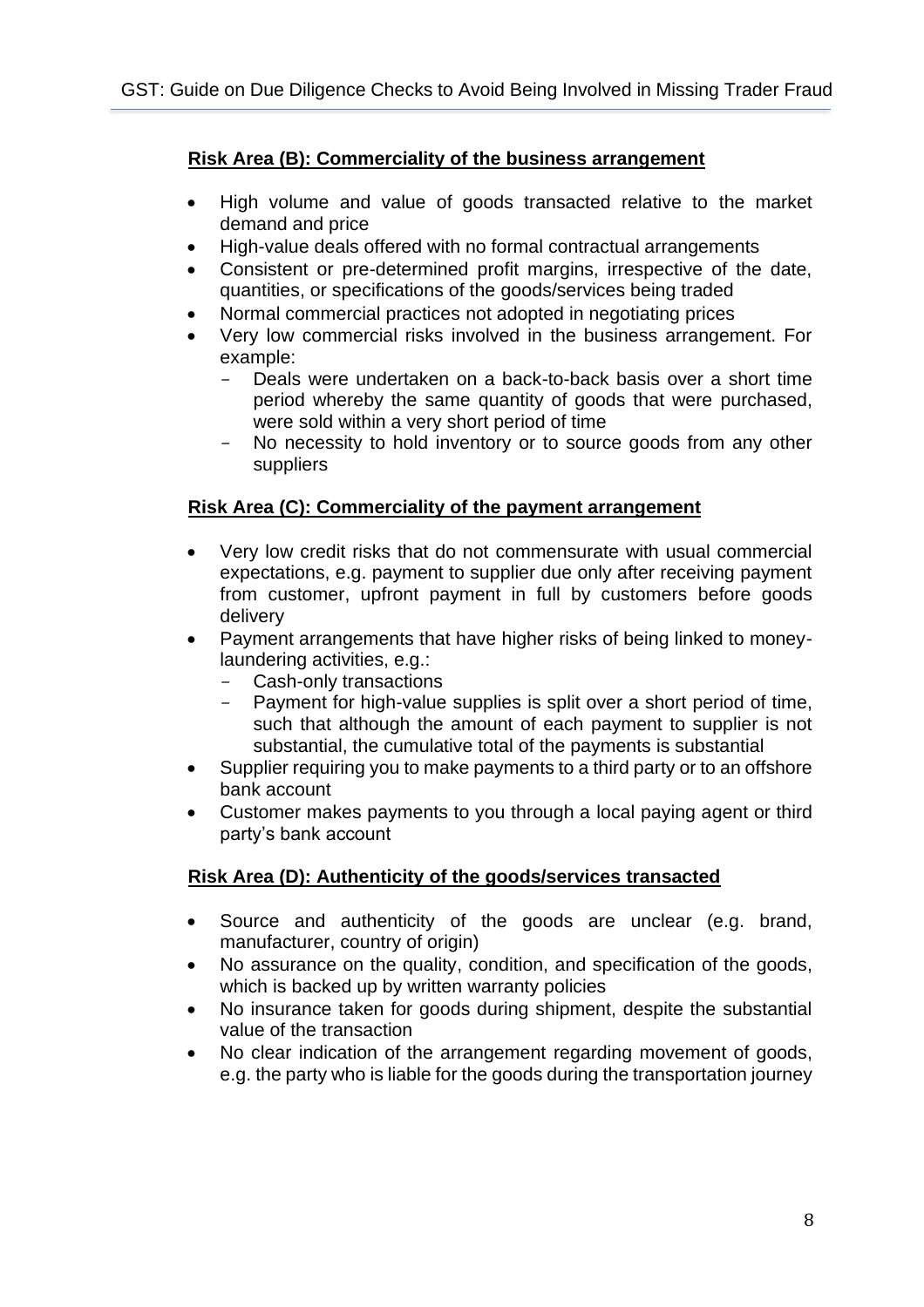**Risk Area (B): Commerciality of the business arrangement**

- High volume and value of goods transacted relative to the market demand and price
- High-value deals offered with no formal contractual arrangements
- Consistent or pre-determined profit margins, irrespective of the date, quantities, or specifications of the goods/services being traded
- Normal commercial practices not adopted in negotiating prices
- Very low commercial risks involved in the business arrangement. For example:
  - Deals were undertaken on a back-to-back basis over a short time period whereby the same quantity of goods that were purchased, were sold within a very short period of time
  - No necessity to hold inventory or to source goods from any other suppliers

**Risk Area (C): Commerciality of the payment arrangement**

- Very low credit risks that do not commensurate with usual commercial expectations, e.g. payment to supplier due only after receiving payment from customer, upfront payment in full by customers before goods delivery
- Payment arrangements that have higher risks of being linked to money-laundering activities, e.g.:
  - Cash-only transactions
  - Payment for high-value supplies is split over a short period of time, such that although the amount of each payment to supplier is not substantial, the cumulative total of the payments is substantial
- Supplier requiring you to make payments to a third party or to an offshore bank account
- Customer makes payments to you through a local paying agent or third party's bank account

**Risk Area (D): Authenticity of the goods/services transacted**

- Source and authenticity of the goods are unclear (e.g. brand, manufacturer, country of origin)
- No assurance on the quality, condition, and specification of the goods, which is backed up by written warranty policies
- No insurance taken for goods during shipment, despite the substantial value of the transaction
- No clear indication of the arrangement regarding movement of goods, e.g. the party who is liable for the goods during the transportation journey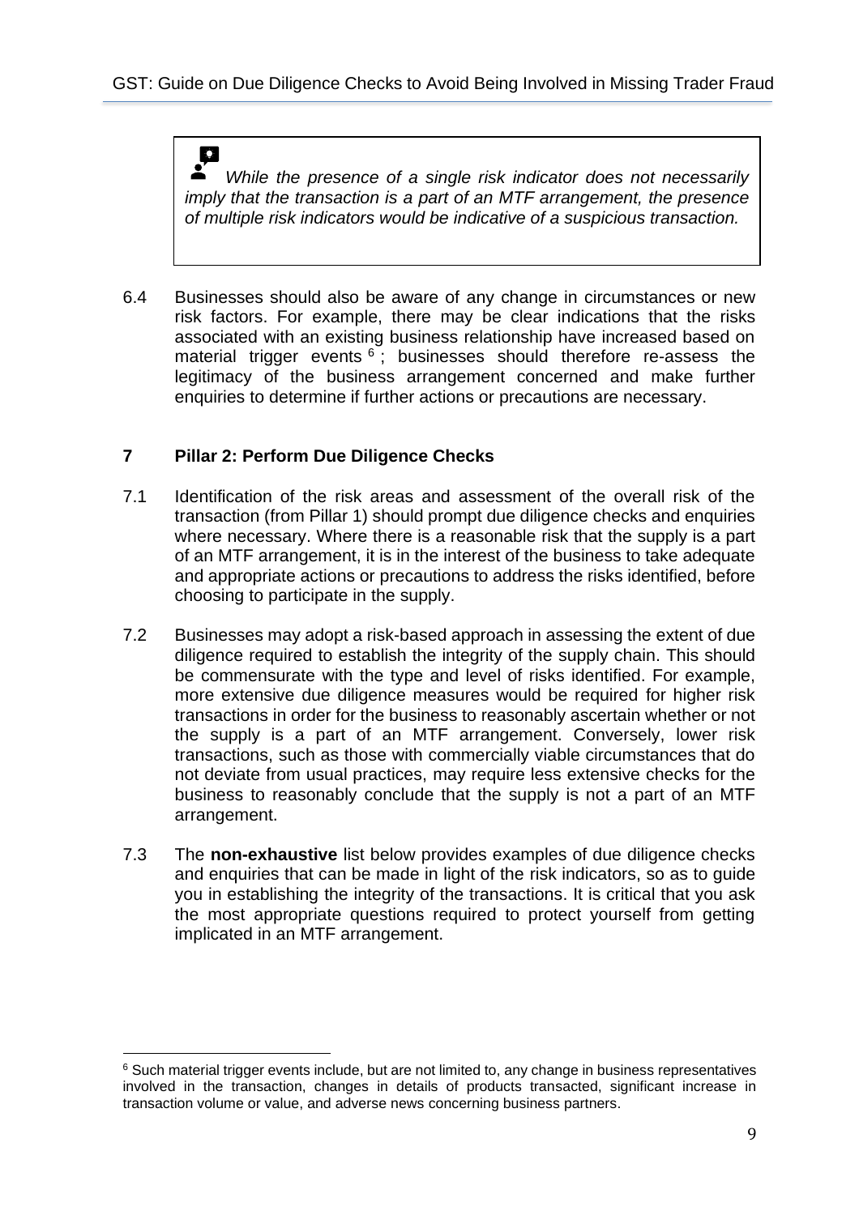*While the presence of a single risk indicator does not necessarily imply that the transaction is a part of an MTF arrangement, the presence of multiple risk indicators would be indicative of a suspicious transaction.*

6.4 Businesses should also be aware of any change in circumstances or new risk factors. For example, there may be clear indications that the risks associated with an existing business relationship have increased based on material trigger events [6]; businesses should therefore re-assess the legitimacy of the business arrangement concerned and make further enquiries to determine if further actions or precautions are necessary.

## 7 Pillar 2: Perform Due Diligence Checks

7.1 Identification of the risk areas and assessment of the overall risk of the transaction (from Pillar 1) should prompt due diligence checks and enquiries where necessary. Where there is a reasonable risk that the supply is a part of an MTF arrangement, it is in the interest of the business to take adequate and appropriate actions or precautions to address the risks identified, before choosing to participate in the supply.

7.2 Businesses may adopt a risk-based approach in assessing the extent of due diligence required to establish the integrity of the supply chain. This should be commensurate with the type and level of risks identified. For example, more extensive due diligence measures would be required for higher risk transactions in order for the business to reasonably ascertain whether or not the supply is a part of an MTF arrangement. Conversely, lower risk transactions, such as those with commercially viable circumstances that do not deviate from usual practices, may require less extensive checks for the business to reasonably conclude that the supply is not a part of an MTF arrangement.

7.3 The **non-exhaustive** list below provides examples of due diligence checks and enquiries that can be made in light of the risk indicators, so as to guide you in establishing the integrity of the transactions. It is critical that you ask the most appropriate questions required to protect yourself from getting implicated in an MTF arrangement.

---

[6] Such material trigger events include, but are not limited to, any change in business representatives involved in the transaction, changes in details of products transacted, significant increase in transaction volume or value, and adverse news concerning business partners.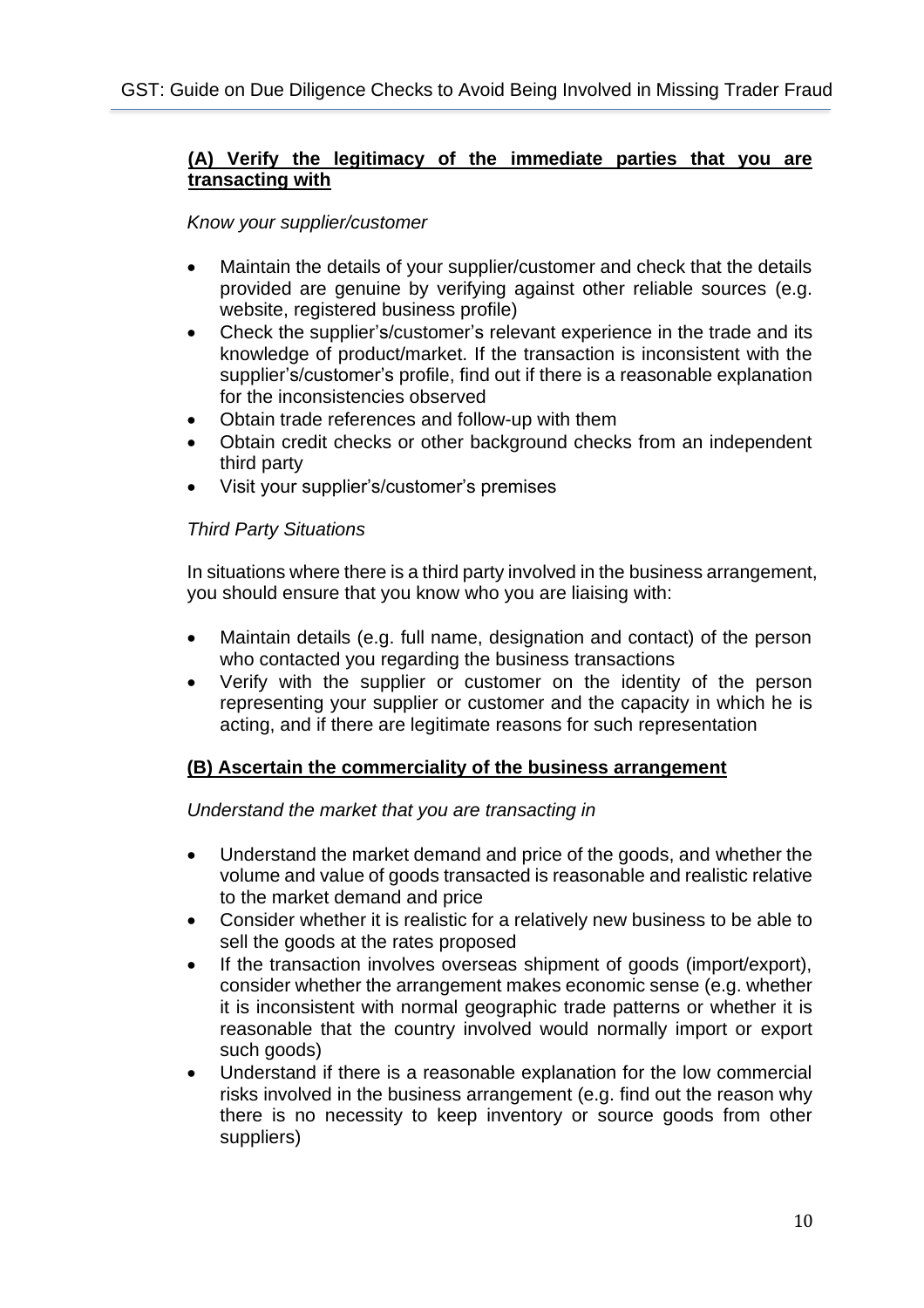**(A) Verify the legitimacy of the immediate parties that you are transacting with**

*Know your supplier/customer*

- Maintain the details of your supplier/customer and check that the details provided are genuine by verifying against other reliable sources (e.g. website, registered business profile)
- Check the supplier's/customer's relevant experience in the trade and its knowledge of product/market. If the transaction is inconsistent with the supplier's/customer's profile, find out if there is a reasonable explanation for the inconsistencies observed
- Obtain trade references and follow-up with them
- Obtain credit checks or other background checks from an independent third party
- Visit your supplier's/customer's premises

*Third Party Situations*

In situations where there is a third party involved in the business arrangement, you should ensure that you know who you are liaising with:

- Maintain details (e.g. full name, designation and contact) of the person who contacted you regarding the business transactions
- Verify with the supplier or customer on the identity of the person representing your supplier or customer and the capacity in which he is acting, and if there are legitimate reasons for such representation

**(B) Ascertain the commerciality of the business arrangement**

*Understand the market that you are transacting in*

- Understand the market demand and price of the goods, and whether the volume and value of goods transacted is reasonable and realistic relative to the market demand and price
- Consider whether it is realistic for a relatively new business to be able to sell the goods at the rates proposed
- If the transaction involves overseas shipment of goods (import/export), consider whether the arrangement makes economic sense (e.g. whether it is inconsistent with normal geographic trade patterns or whether it is reasonable that the country involved would normally import or export such goods)
- Understand if there is a reasonable explanation for the low commercial risks involved in the business arrangement (e.g. find out the reason why there is no necessity to keep inventory or source goods from other suppliers)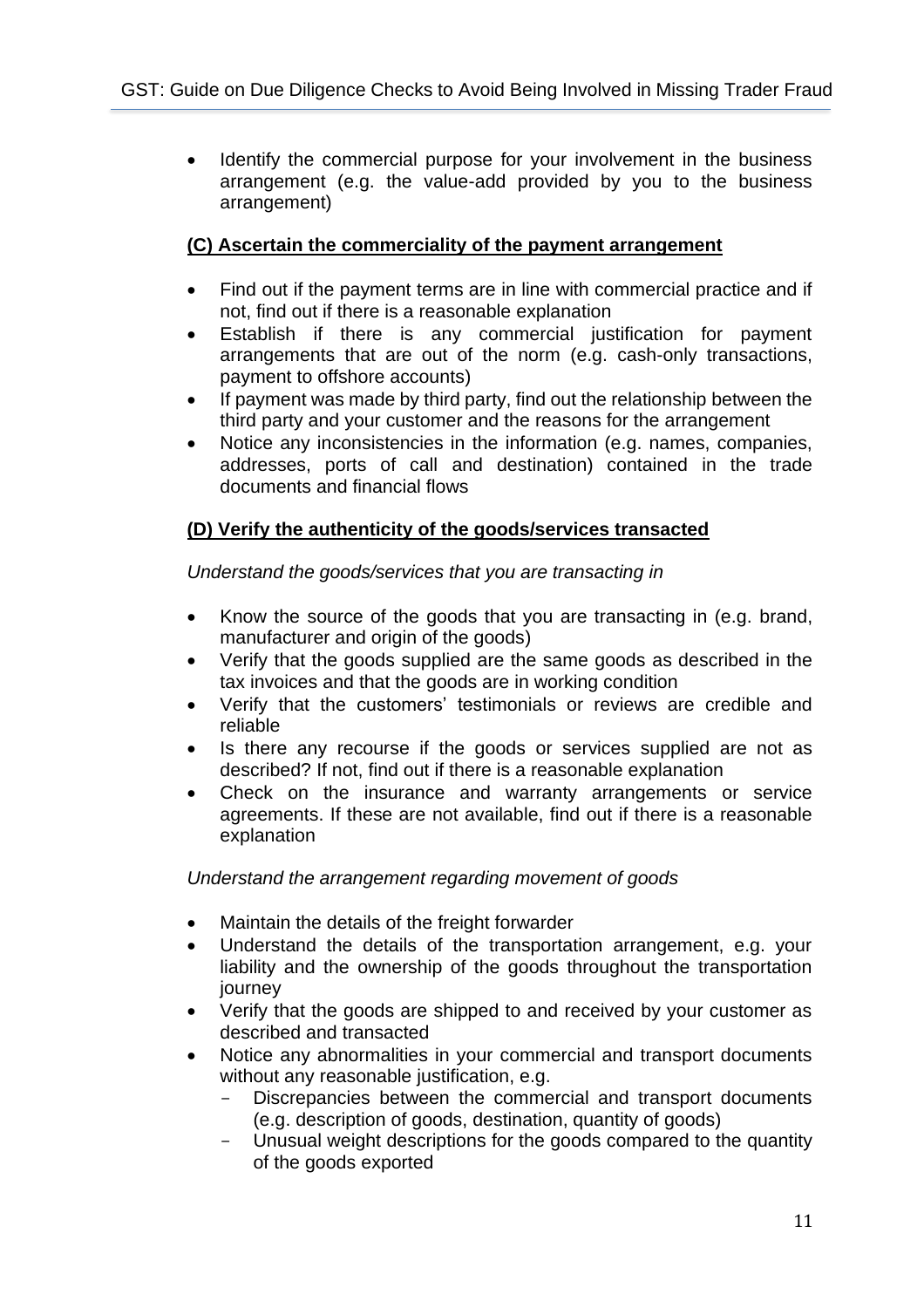- Identify the commercial purpose for your involvement in the business arrangement (e.g. the value-add provided by you to the business arrangement)

**(C) Ascertain the commerciality of the payment arrangement**

- Find out if the payment terms are in line with commercial practice and if not, find out if there is a reasonable explanation
- Establish if there is any commercial justification for payment arrangements that are out of the norm (e.g. cash-only transactions, payment to offshore accounts)
- If payment was made by third party, find out the relationship between the third party and your customer and the reasons for the arrangement
- Notice any inconsistencies in the information (e.g. names, companies, addresses, ports of call and destination) contained in the trade documents and financial flows

**(D) Verify the authenticity of the goods/services transacted**

*Understand the goods/services that you are transacting in*

- Know the source of the goods that you are transacting in (e.g. brand, manufacturer and origin of the goods)
- Verify that the goods supplied are the same goods as described in the tax invoices and that the goods are in working condition
- Verify that the customers' testimonials or reviews are credible and reliable
- Is there any recourse if the goods or services supplied are not as described? If not, find out if there is a reasonable explanation
- Check on the insurance and warranty arrangements or service agreements. If these are not available, find out if there is a reasonable explanation

*Understand the arrangement regarding movement of goods*

- Maintain the details of the freight forwarder
- Understand the details of the transportation arrangement, e.g. your liability and the ownership of the goods throughout the transportation journey
- Verify that the goods are shipped to and received by your customer as described and transacted
- Notice any abnormalities in your commercial and transport documents without any reasonable justification, e.g.
  - Discrepancies between the commercial and transport documents (e.g. description of goods, destination, quantity of goods)
  - Unusual weight descriptions for the goods compared to the quantity of the goods exported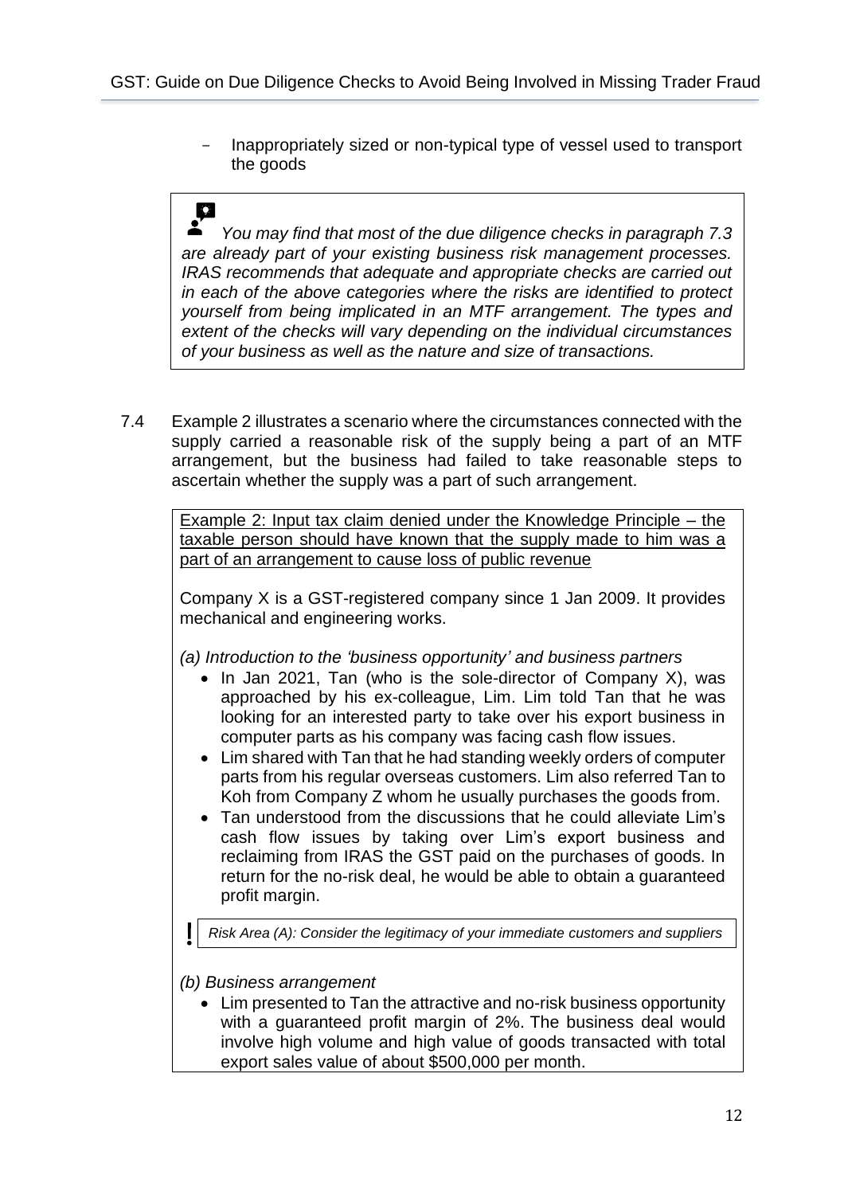- Inappropriately sized or non-typical type of vessel used to transport the goods

> *You may find that most of the due diligence checks in paragraph 7.3 are already part of your existing business risk management processes. IRAS recommends that adequate and appropriate checks are carried out in each of the above categories where the risks are identified to protect yourself from being implicated in an MTF arrangement. The types and extent of the checks will vary depending on the individual circumstances of your business as well as the nature and size of transactions.*

7.4 Example 2 illustrates a scenario where the circumstances connected with the supply carried a reasonable risk of the supply being a part of an MTF arrangement, but the business had failed to take reasonable steps to ascertain whether the supply was a part of such arrangement.

<u>Example 2: Input tax claim denied under the Knowledge Principle – the taxable person should have known that the supply made to him was a part of an arrangement to cause loss of public revenue</u>

Company X is a GST-registered company since 1 Jan 2009. It provides mechanical and engineering works.

*(a) Introduction to the 'business opportunity' and business partners*

- In Jan 2021, Tan (who is the sole-director of Company X), was approached by his ex-colleague, Lim. Lim told Tan that he was looking for an interested party to take over his export business in computer parts as his company was facing cash flow issues.
- Lim shared with Tan that he had standing weekly orders of computer parts from his regular overseas customers. Lim also referred Tan to Koh from Company Z whom he usually purchases the goods from.
- Tan understood from the discussions that he could alleviate Lim's cash flow issues by taking over Lim's export business and reclaiming from IRAS the GST paid on the purchases of goods. In return for the no-risk deal, he would be able to obtain a guaranteed profit margin.

! *Risk Area (A): Consider the legitimacy of your immediate customers and suppliers*

*(b) Business arrangement*

- Lim presented to Tan the attractive and no-risk business opportunity with a guaranteed profit margin of 2%. The business deal would involve high volume and high value of goods transacted with total export sales value of about $500,000 per month.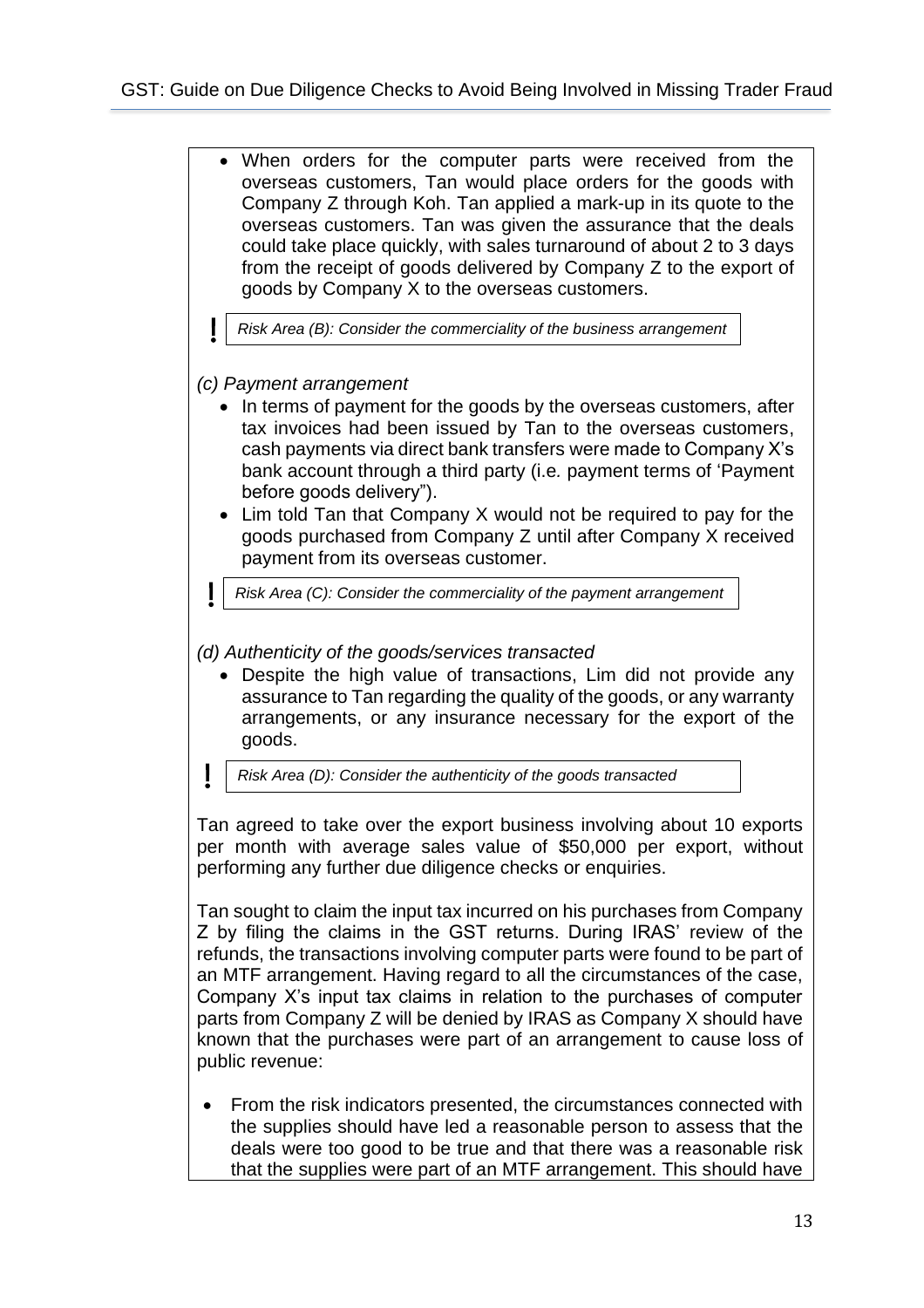- When orders for the computer parts were received from the overseas customers, Tan would place orders for the goods with Company Z through Koh. Tan applied a mark-up in its quote to the overseas customers. Tan was given the assurance that the deals could take place quickly, with sales turnaround of about 2 to 3 days from the receipt of goods delivered by Company Z to the export of goods by Company X to the overseas customers.

! *Risk Area (B): Consider the commerciality of the business arrangement*

*(c) Payment arrangement*

- In terms of payment for the goods by the overseas customers, after tax invoices had been issued by Tan to the overseas customers, cash payments via direct bank transfers were made to Company X's bank account through a third party (i.e. payment terms of 'Payment before goods delivery").
- Lim told Tan that Company X would not be required to pay for the goods purchased from Company Z until after Company X received payment from its overseas customer.

! *Risk Area (C): Consider the commerciality of the payment arrangement*

*(d) Authenticity of the goods/services transacted*

- Despite the high value of transactions, Lim did not provide any assurance to Tan regarding the quality of the goods, or any warranty arrangements, or any insurance necessary for the export of the goods.

! *Risk Area (D): Consider the authenticity of the goods transacted*

Tan agreed to take over the export business involving about 10 exports per month with average sales value of $50,000 per export, without performing any further due diligence checks or enquiries.

Tan sought to claim the input tax incurred on his purchases from Company Z by filing the claims in the GST returns. During IRAS' review of the refunds, the transactions involving computer parts were found to be part of an MTF arrangement. Having regard to all the circumstances of the case, Company X's input tax claims in relation to the purchases of computer parts from Company Z will be denied by IRAS as Company X should have known that the purchases were part of an arrangement to cause loss of public revenue:

- From the risk indicators presented, the circumstances connected with the supplies should have led a reasonable person to assess that the deals were too good to be true and that there was a reasonable risk that the supplies were part of an MTF arrangement. This should have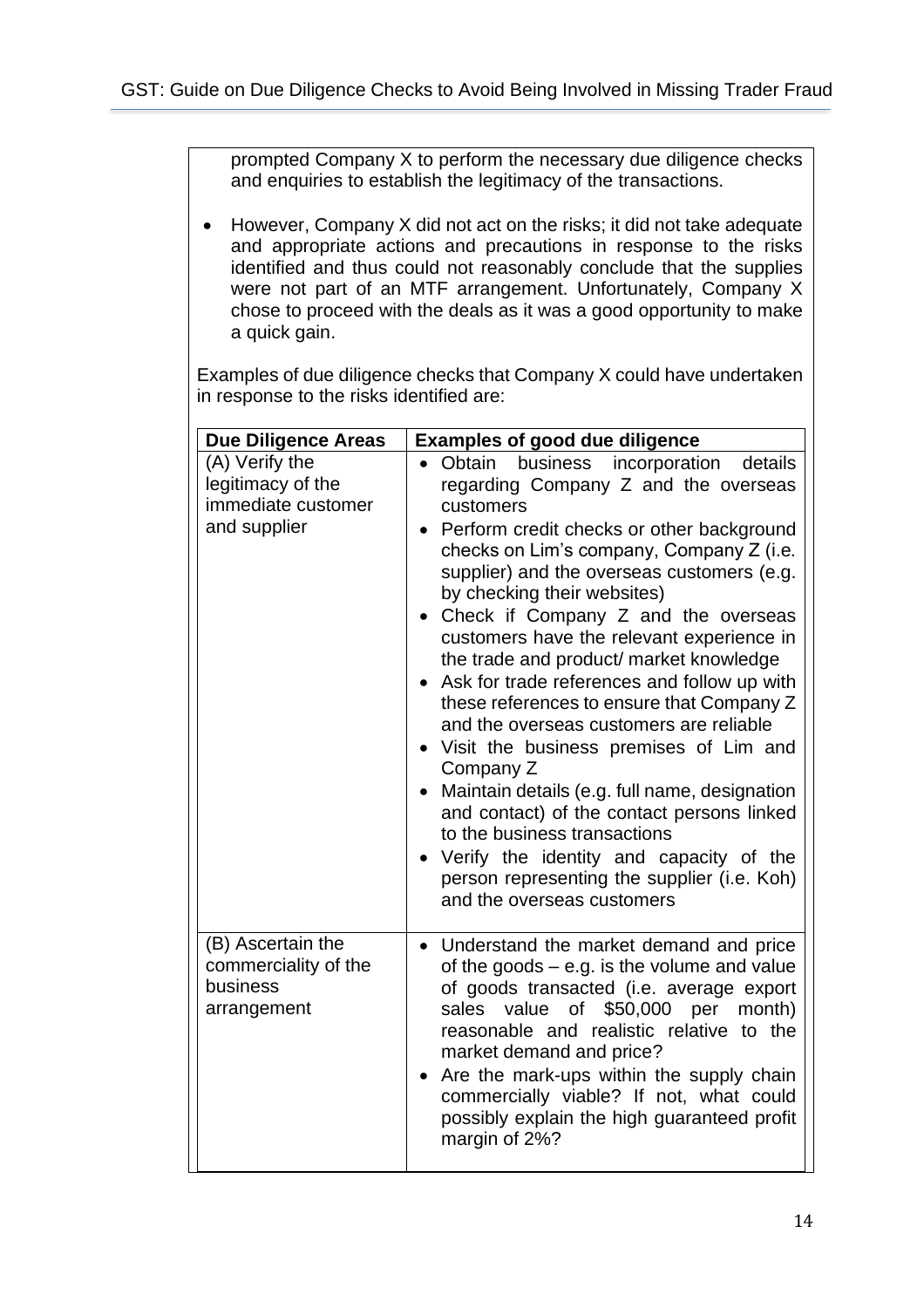prompted Company X to perform the necessary due diligence checks and enquiries to establish the legitimacy of the transactions.

- However, Company X did not act on the risks; it did not take adequate and appropriate actions and precautions in response to the risks identified and thus could not reasonably conclude that the supplies were not part of an MTF arrangement. Unfortunately, Company X chose to proceed with the deals as it was a good opportunity to make a quick gain.

Examples of due diligence checks that Company X could have undertaken in response to the risks identified are:

| Due Diligence Areas | Examples of good due diligence |
| --- | --- |
| (A) Verify the legitimacy of the immediate customer and supplier | • Obtain business incorporation details regarding Company Z and the overseas customers<br>• Perform credit checks or other background checks on Lim's company, Company Z (i.e. supplier) and the overseas customers (e.g. by checking their websites)<br>• Check if Company Z and the overseas customers have the relevant experience in the trade and product/ market knowledge<br>• Ask for trade references and follow up with these references to ensure that Company Z and the overseas customers are reliable<br>• Visit the business premises of Lim and Company Z<br>• Maintain details (e.g. full name, designation and contact) of the contact persons linked to the business transactions<br>• Verify the identity and capacity of the person representing the supplier (i.e. Koh) and the overseas customers |
| (B) Ascertain the commerciality of the business arrangement | • Understand the market demand and price of the goods – e.g. is the volume and value of goods transacted (i.e. average export sales value of $50,000 per month) reasonable and realistic relative to the market demand and price?<br>• Are the mark-ups within the supply chain commercially viable? If not, what could possibly explain the high guaranteed profit margin of 2%? |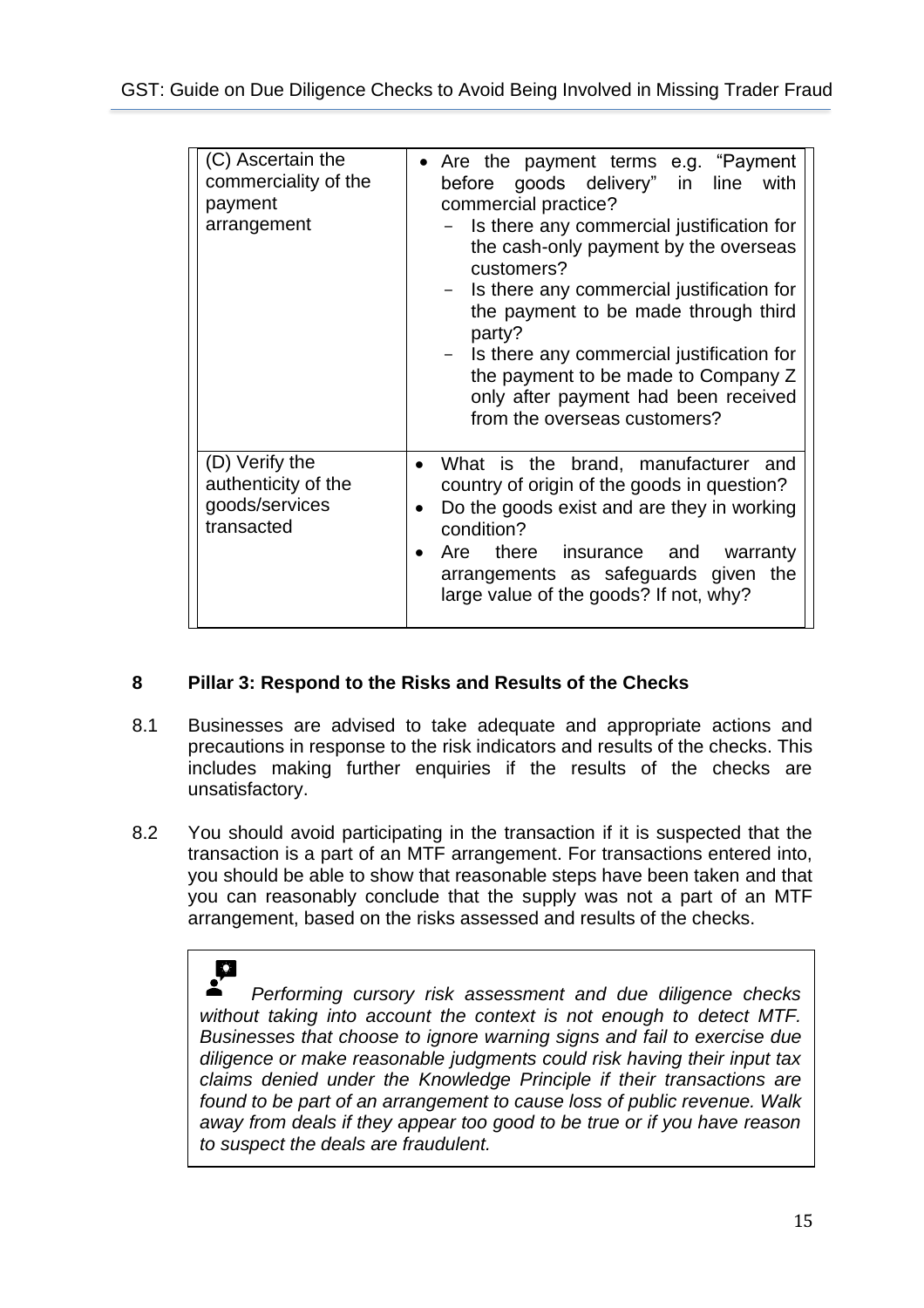| | |
|---|---|
| (C) Ascertain the commerciality of the payment arrangement | • Are the payment terms e.g. “Payment before goods delivery” in line with commercial practice?<br>- Is there any commercial justification for the cash-only payment by the overseas customers?<br>- Is there any commercial justification for the payment to be made through third party?<br>- Is there any commercial justification for the payment to be made to Company Z only after payment had been received from the overseas customers? |
| (D) Verify the authenticity of the goods/services transacted | • What is the brand, manufacturer and country of origin of the goods in question?<br>• Do the goods exist and are they in working condition?<br>• Are there insurance and warranty arrangements as safeguards given the large value of the goods? If not, why? |

## 8 Pillar 3: Respond to the Risks and Results of the Checks

8.1 Businesses are advised to take adequate and appropriate actions and precautions in response to the risk indicators and results of the checks. This includes making further enquiries if the results of the checks are unsatisfactory.

8.2 You should avoid participating in the transaction if it is suspected that the transaction is a part of an MTF arrangement. For transactions entered into, you should be able to show that reasonable steps have been taken and that you can reasonably conclude that the supply was not a part of an MTF arrangement, based on the risks assessed and results of the checks.

*Performing cursory risk assessment and due diligence checks without taking into account the context is not enough to detect MTF. Businesses that choose to ignore warning signs and fail to exercise due diligence or make reasonable judgments could risk having their input tax claims denied under the Knowledge Principle if their transactions are found to be part of an arrangement to cause loss of public revenue. Walk away from deals if they appear too good to be true or if you have reason to suspect the deals are fraudulent.*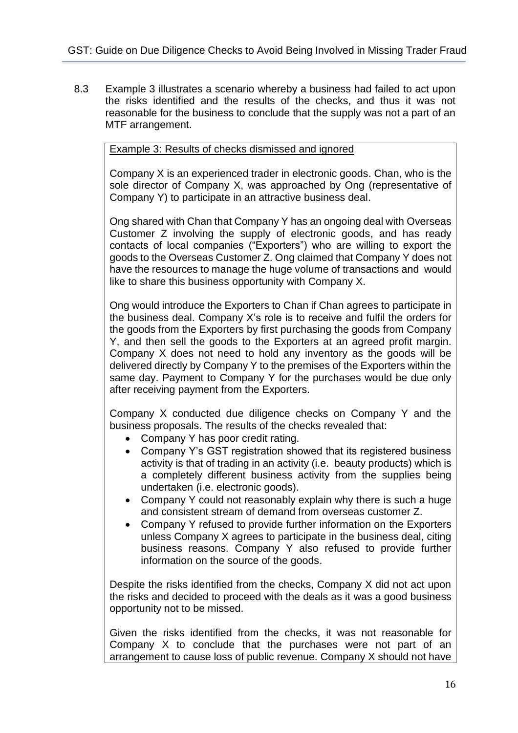8.3 Example 3 illustrates a scenario whereby a business had failed to act upon the risks identified and the results of the checks, and thus it was not reasonable for the business to conclude that the supply was not a part of an MTF arrangement.

<u>Example 3: Results of checks dismissed and ignored</u>

Company X is an experienced trader in electronic goods. Chan, who is the sole director of Company X, was approached by Ong (representative of Company Y) to participate in an attractive business deal.

Ong shared with Chan that Company Y has an ongoing deal with Overseas Customer Z involving the supply of electronic goods, and has ready contacts of local companies ("Exporters") who are willing to export the goods to the Overseas Customer Z. Ong claimed that Company Y does not have the resources to manage the huge volume of transactions and would like to share this business opportunity with Company X.

Ong would introduce the Exporters to Chan if Chan agrees to participate in the business deal. Company X's role is to receive and fulfil the orders for the goods from the Exporters by first purchasing the goods from Company Y, and then sell the goods to the Exporters at an agreed profit margin. Company X does not need to hold any inventory as the goods will be delivered directly by Company Y to the premises of the Exporters within the same day. Payment to Company Y for the purchases would be due only after receiving payment from the Exporters.

Company X conducted due diligence checks on Company Y and the business proposals. The results of the checks revealed that:

- Company Y has poor credit rating.
- Company Y's GST registration showed that its registered business activity is that of trading in an activity (i.e. beauty products) which is a completely different business activity from the supplies being undertaken (i.e. electronic goods).
- Company Y could not reasonably explain why there is such a huge and consistent stream of demand from overseas customer Z.
- Company Y refused to provide further information on the Exporters unless Company X agrees to participate in the business deal, citing business reasons. Company Y also refused to provide further information on the source of the goods.

Despite the risks identified from the checks, Company X did not act upon the risks and decided to proceed with the deals as it was a good business opportunity not to be missed.

Given the risks identified from the checks, it was not reasonable for Company X to conclude that the purchases were not part of an arrangement to cause loss of public revenue. Company X should not have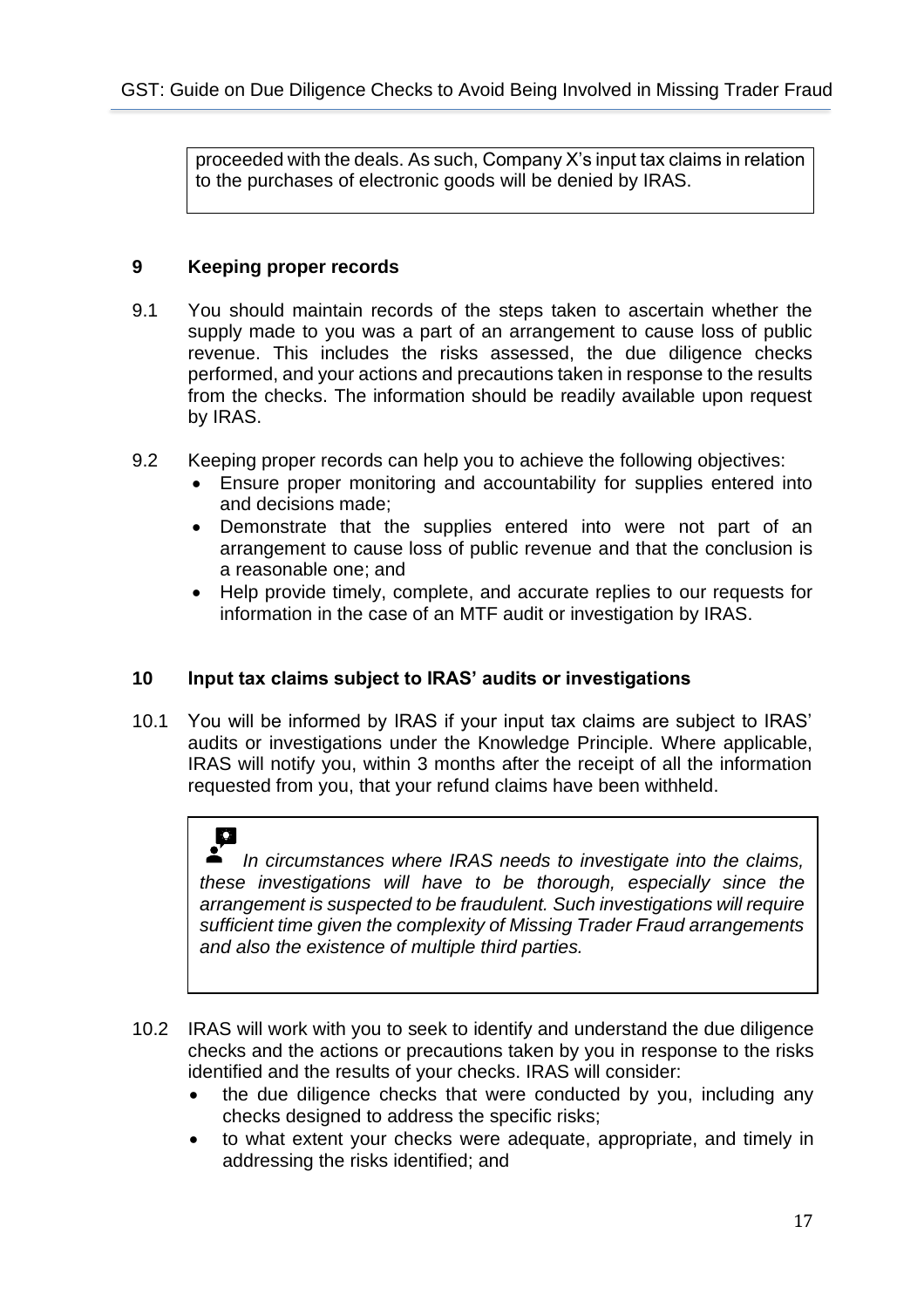proceeded with the deals. As such, Company X's input tax claims in relation to the purchases of electronic goods will be denied by IRAS.

## 9 Keeping proper records

9.1 You should maintain records of the steps taken to ascertain whether the supply made to you was a part of an arrangement to cause loss of public revenue. This includes the risks assessed, the due diligence checks performed, and your actions and precautions taken in response to the results from the checks. The information should be readily available upon request by IRAS.

9.2 Keeping proper records can help you to achieve the following objectives:

- Ensure proper monitoring and accountability for supplies entered into and decisions made;
- Demonstrate that the supplies entered into were not part of an arrangement to cause loss of public revenue and that the conclusion is a reasonable one; and
- Help provide timely, complete, and accurate replies to our requests for information in the case of an MTF audit or investigation by IRAS.

## 10 Input tax claims subject to IRAS' audits or investigations

10.1 You will be informed by IRAS if your input tax claims are subject to IRAS' audits or investigations under the Knowledge Principle. Where applicable, IRAS will notify you, within 3 months after the receipt of all the information requested from you, that your refund claims have been withheld.

*In circumstances where IRAS needs to investigate into the claims, these investigations will have to be thorough, especially since the arrangement is suspected to be fraudulent. Such investigations will require sufficient time given the complexity of Missing Trader Fraud arrangements and also the existence of multiple third parties.*

10.2 IRAS will work with you to seek to identify and understand the due diligence checks and the actions or precautions taken by you in response to the risks identified and the results of your checks. IRAS will consider:

- the due diligence checks that were conducted by you, including any checks designed to address the specific risks;
- to what extent your checks were adequate, appropriate, and timely in addressing the risks identified; and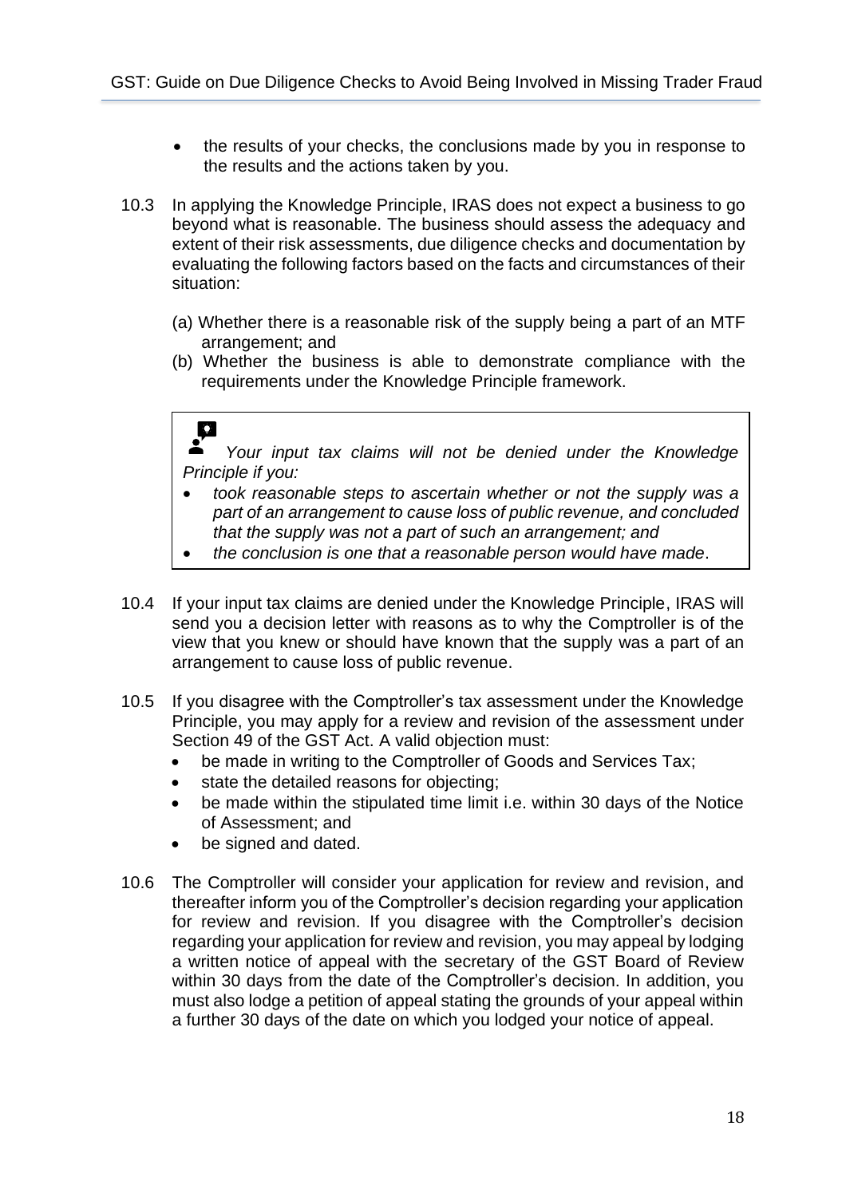- the results of your checks, the conclusions made by you in response to the results and the actions taken by you.

10.3 In applying the Knowledge Principle, IRAS does not expect a business to go beyond what is reasonable. The business should assess the adequacy and extent of their risk assessments, due diligence checks and documentation by evaluating the following factors based on the facts and circumstances of their situation:

(a) Whether there is a reasonable risk of the supply being a part of an MTF arrangement; and
(b) Whether the business is able to demonstrate compliance with the requirements under the Knowledge Principle framework.

> *Your input tax claims will not be denied under the Knowledge Principle if you:*
>
> - *took reasonable steps to ascertain whether or not the supply was a part of an arrangement to cause loss of public revenue, and concluded that the supply was not a part of such an arrangement; and*
> - *the conclusion is one that a reasonable person would have made*.

10.4 If your input tax claims are denied under the Knowledge Principle, IRAS will send you a decision letter with reasons as to why the Comptroller is of the view that you knew or should have known that the supply was a part of an arrangement to cause loss of public revenue.

10.5 If you disagree with the Comptroller's tax assessment under the Knowledge Principle, you may apply for a review and revision of the assessment under Section 49 of the GST Act. A valid objection must:

- be made in writing to the Comptroller of Goods and Services Tax;
- state the detailed reasons for objecting;
- be made within the stipulated time limit i.e. within 30 days of the Notice of Assessment; and
- be signed and dated.

10.6 The Comptroller will consider your application for review and revision, and thereafter inform you of the Comptroller's decision regarding your application for review and revision. If you disagree with the Comptroller's decision regarding your application for review and revision, you may appeal by lodging a written notice of appeal with the secretary of the GST Board of Review within 30 days from the date of the Comptroller's decision. In addition, you must also lodge a petition of appeal stating the grounds of your appeal within a further 30 days of the date on which you lodged your notice of appeal.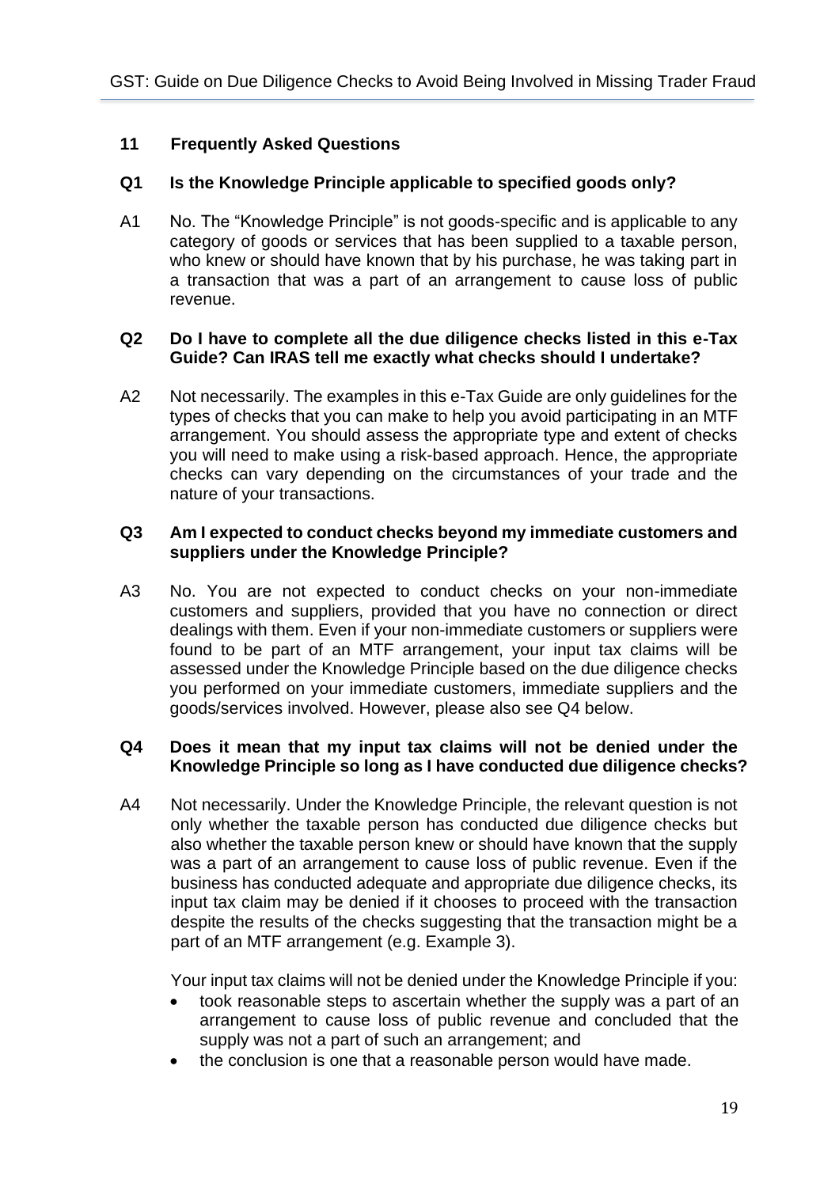## 11 Frequently Asked Questions

**Q1 Is the Knowledge Principle applicable to specified goods only?**

A1 No. The "Knowledge Principle" is not goods-specific and is applicable to any category of goods or services that has been supplied to a taxable person, who knew or should have known that by his purchase, he was taking part in a transaction that was a part of an arrangement to cause loss of public revenue.

**Q2 Do I have to complete all the due diligence checks listed in this e-Tax Guide? Can IRAS tell me exactly what checks should I undertake?**

A2 Not necessarily. The examples in this e-Tax Guide are only guidelines for the types of checks that you can make to help you avoid participating in an MTF arrangement. You should assess the appropriate type and extent of checks you will need to make using a risk-based approach. Hence, the appropriate checks can vary depending on the circumstances of your trade and the nature of your transactions.

**Q3 Am I expected to conduct checks beyond my immediate customers and suppliers under the Knowledge Principle?**

A3 No. You are not expected to conduct checks on your non-immediate customers and suppliers, provided that you have no connection or direct dealings with them. Even if your non-immediate customers or suppliers were found to be part of an MTF arrangement, your input tax claims will be assessed under the Knowledge Principle based on the due diligence checks you performed on your immediate customers, immediate suppliers and the goods/services involved. However, please also see Q4 below.

**Q4 Does it mean that my input tax claims will not be denied under the Knowledge Principle so long as I have conducted due diligence checks?**

A4 Not necessarily. Under the Knowledge Principle, the relevant question is not only whether the taxable person has conducted due diligence checks but also whether the taxable person knew or should have known that the supply was a part of an arrangement to cause loss of public revenue. Even if the business has conducted adequate and appropriate due diligence checks, its input tax claim may be denied if it chooses to proceed with the transaction despite the results of the checks suggesting that the transaction might be a part of an MTF arrangement (e.g. Example 3).

Your input tax claims will not be denied under the Knowledge Principle if you:

- took reasonable steps to ascertain whether the supply was a part of an arrangement to cause loss of public revenue and concluded that the supply was not a part of such an arrangement; and
- the conclusion is one that a reasonable person would have made.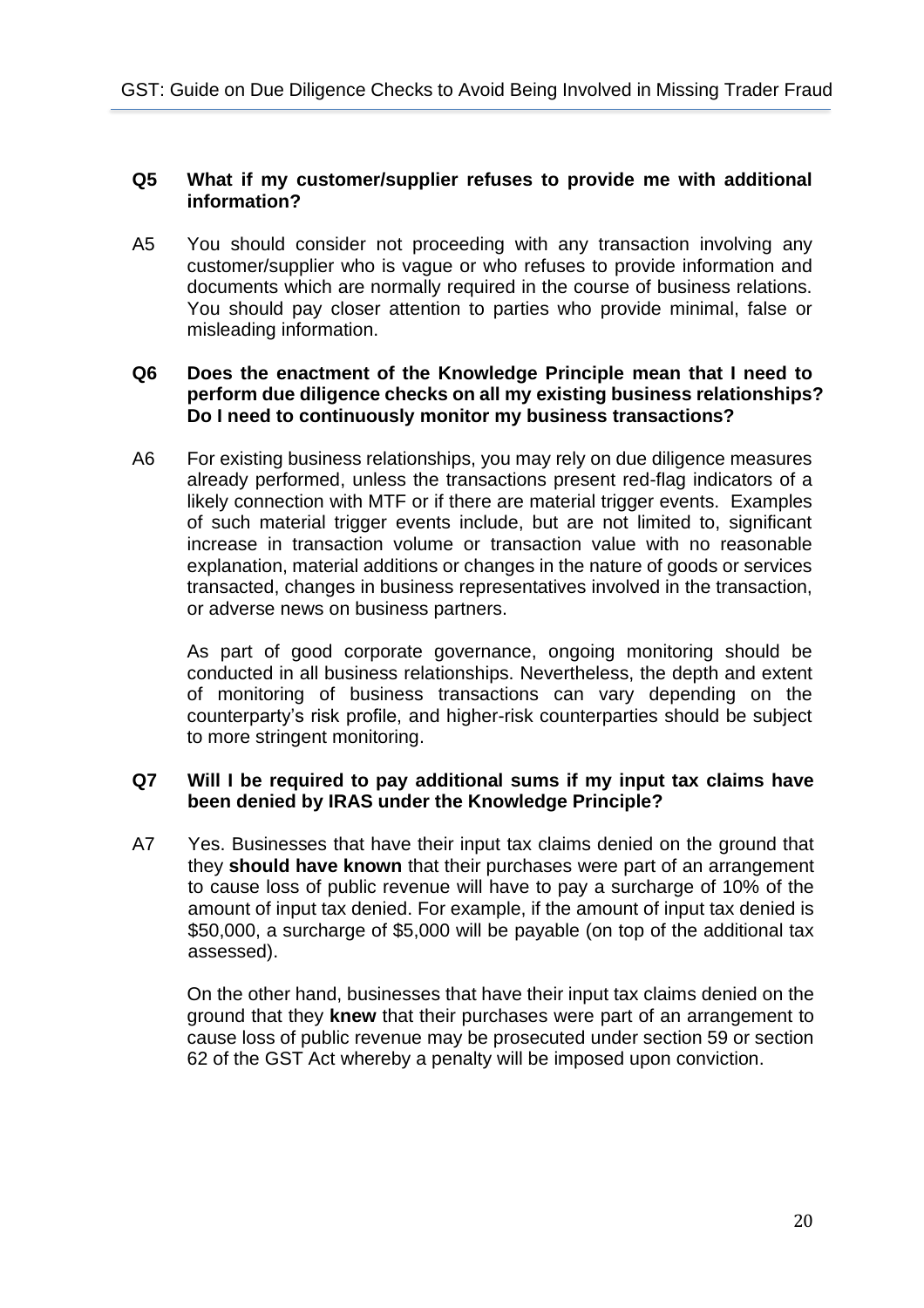**Q5 What if my customer/supplier refuses to provide me with additional information?**

A5 You should consider not proceeding with any transaction involving any customer/supplier who is vague or who refuses to provide information and documents which are normally required in the course of business relations. You should pay closer attention to parties who provide minimal, false or misleading information.

**Q6 Does the enactment of the Knowledge Principle mean that I need to perform due diligence checks on all my existing business relationships? Do I need to continuously monitor my business transactions?**

A6 For existing business relationships, you may rely on due diligence measures already performed, unless the transactions present red-flag indicators of a likely connection with MTF or if there are material trigger events. Examples of such material trigger events include, but are not limited to, significant increase in transaction volume or transaction value with no reasonable explanation, material additions or changes in the nature of goods or services transacted, changes in business representatives involved in the transaction, or adverse news on business partners.

As part of good corporate governance, ongoing monitoring should be conducted in all business relationships. Nevertheless, the depth and extent of monitoring of business transactions can vary depending on the counterparty's risk profile, and higher-risk counterparties should be subject to more stringent monitoring.

**Q7 Will I be required to pay additional sums if my input tax claims have been denied by IRAS under the Knowledge Principle?**

A7 Yes. Businesses that have their input tax claims denied on the ground that they **should have known** that their purchases were part of an arrangement to cause loss of public revenue will have to pay a surcharge of 10% of the amount of input tax denied. For example, if the amount of input tax denied is $50,000, a surcharge of $5,000 will be payable (on top of the additional tax assessed).

On the other hand, businesses that have their input tax claims denied on the ground that they **knew** that their purchases were part of an arrangement to cause loss of public revenue may be prosecuted under section 59 or section 62 of the GST Act whereby a penalty will be imposed upon conviction.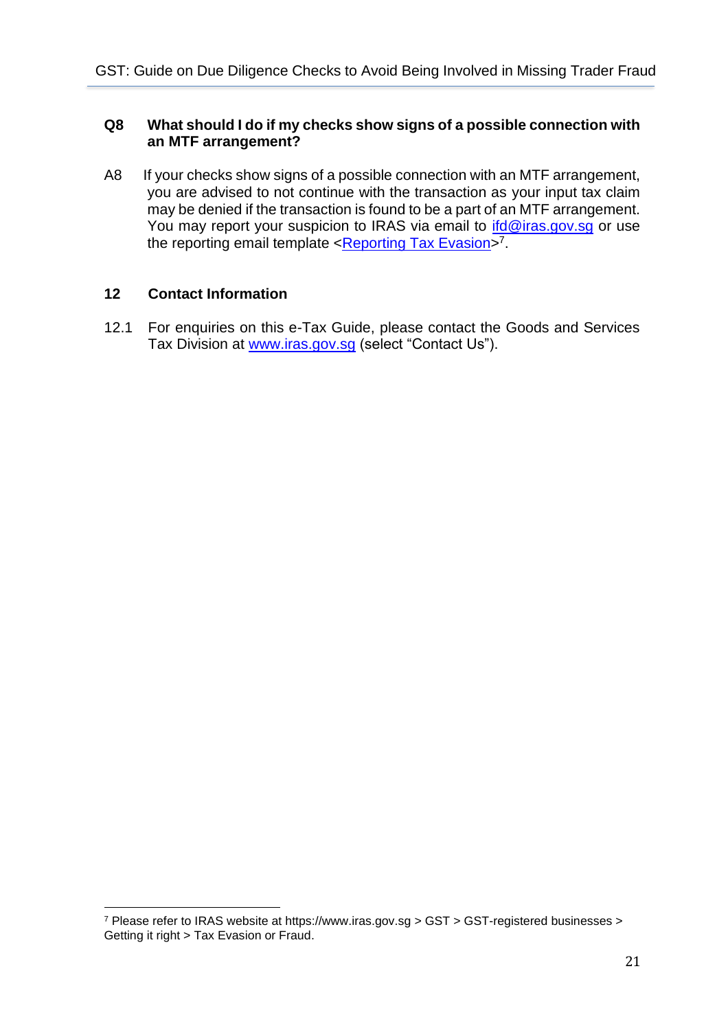**Q8 What should I do if my checks show signs of a possible connection with an MTF arrangement?**

A8 If your checks show signs of a possible connection with an MTF arrangement, you are advised to not continue with the transaction as your input tax claim may be denied if the transaction is found to be a part of an MTF arrangement. You may report your suspicion to IRAS via email to ifd@iras.gov.sg or use the reporting email template <Reporting Tax Evasion>[7].

## 12 Contact Information

12.1 For enquiries on this e-Tax Guide, please contact the Goods and Services Tax Division at www.iras.gov.sg (select "Contact Us").

---

[7] Please refer to IRAS website at https://www.iras.gov.sg > GST > GST-registered businesses > Getting it right > Tax Evasion or Fraud.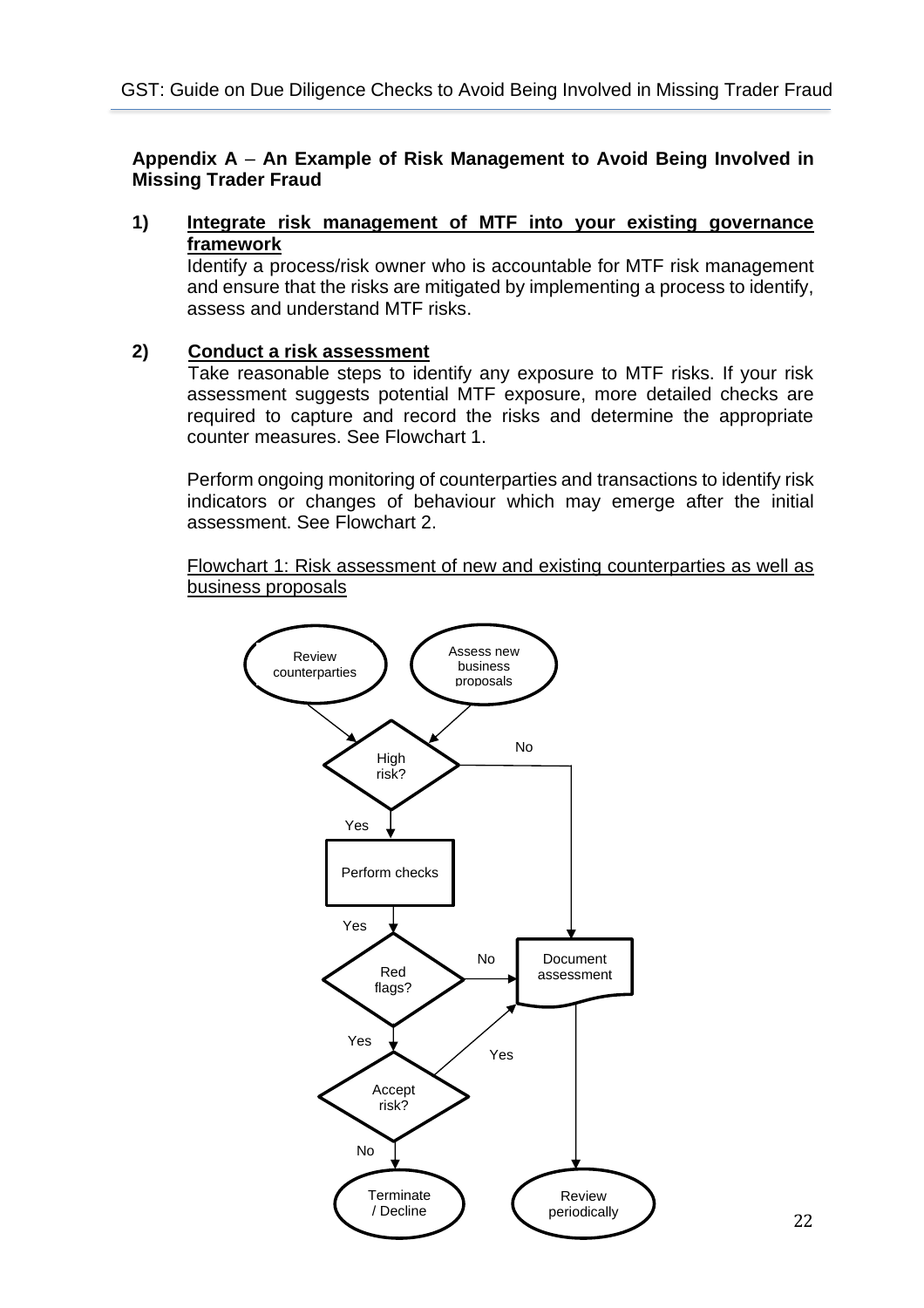**Appendix A – An Example of Risk Management to Avoid Being Involved in Missing Trader Fraud**

**1) <u>Integrate risk management of MTF into your existing governance framework</u>**

Identify a process/risk owner who is accountable for MTF risk management and ensure that the risks are mitigated by implementing a process to identify, assess and understand MTF risks.

**2) <u>Conduct a risk assessment</u>**

Take reasonable steps to identify any exposure to MTF risks. If your risk assessment suggests potential MTF exposure, more detailed checks are required to capture and record the risks and determine the appropriate counter measures. See Flowchart 1.

Perform ongoing monitoring of counterparties and transactions to identify risk indicators or changes of behaviour which may emerge after the initial assessment. See Flowchart 2.

<u>Flowchart 1: Risk assessment of new and existing counterparties as well as business proposals</u>

Review counterparties

Assess new business proposals

High risk?

No

Yes

Perform checks

Yes

Red flags?

No

Document assessment

Yes

Yes

Accept risk?

No

Terminate / Decline

Review periodically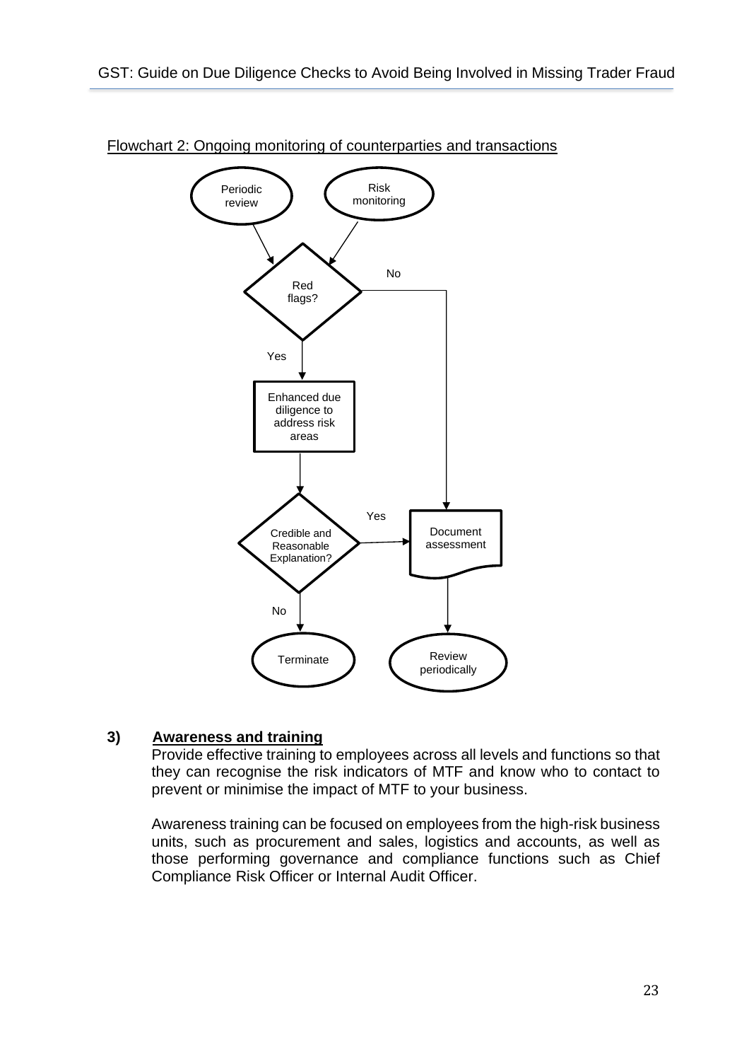Flowchart 2: Ongoing monitoring of counterparties and transactions

Periodic review

Risk monitoring

Red flags?

No

Yes

Enhanced due diligence to address risk areas

Credible and Reasonable Explanation?

Yes

Document assessment

No

Terminate

Review periodically

**3) Awareness and training**

Provide effective training to employees across all levels and functions so that they can recognise the risk indicators of MTF and know who to contact to prevent or minimise the impact of MTF to your business.

Awareness training can be focused on employees from the high-risk business units, such as procurement and sales, logistics and accounts, as well as those performing governance and compliance functions such as Chief Compliance Risk Officer or Internal Audit Officer.